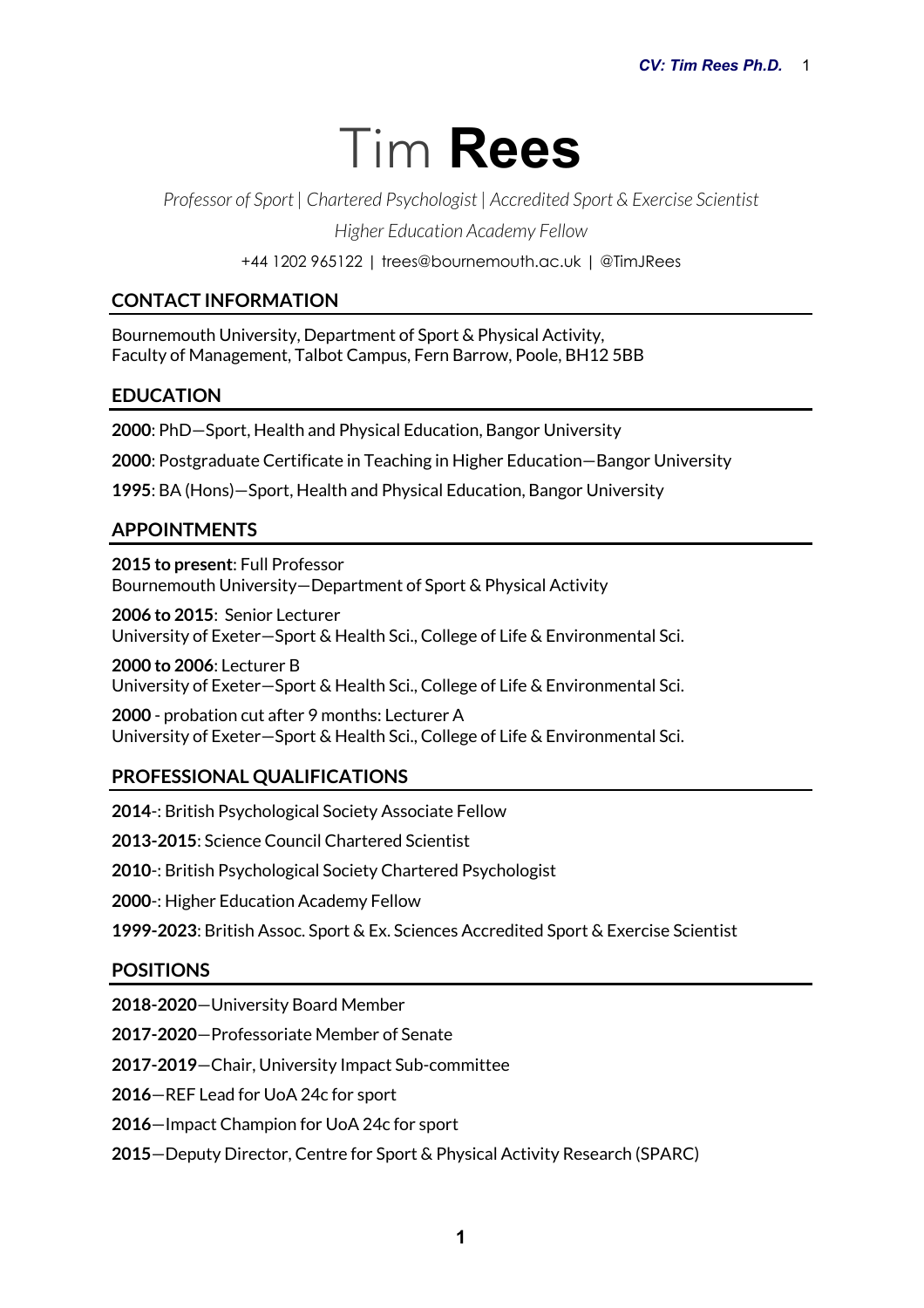# Tim **Rees**

*Professor of Sport | Chartered Psychologist | Accredited Sport & Exercise Scientist*

*Higher Education Academy Fellow*

+44 1202 965122 | trees@bournemouth.ac.uk | @TimJRees

## CONTACT INFORMATION

Bournemouth University, Department of Sport & Physical Activity,
Faculty of Management, Talbot Campus, Fern Barrow, Poole, BH12 5BB

## EDUCATION

**2000**: PhD—Sport, Health and Physical Education, Bangor University

**2000**: Postgraduate Certificate in Teaching in Higher Education—Bangor University

**1995**: BA (Hons)—Sport, Health and Physical Education, Bangor University

## APPOINTMENTS

**2015 to present**: Full Professor
Bournemouth University—Department of Sport & Physical Activity

**2006 to 2015**: Senior Lecturer
University of Exeter—Sport & Health Sci., College of Life & Environmental Sci.

**2000 to 2006**: Lecturer B
University of Exeter—Sport & Health Sci., College of Life & Environmental Sci.

**2000** - probation cut after 9 months: Lecturer A
University of Exeter—Sport & Health Sci., College of Life & Environmental Sci.

## PROFESSIONAL QUALIFICATIONS

**2014**-: British Psychological Society Associate Fellow

**2013-2015**: Science Council Chartered Scientist

**2010**-: British Psychological Society Chartered Psychologist

**2000**-: Higher Education Academy Fellow

**1999-2023**: British Assoc. Sport & Ex. Sciences Accredited Sport & Exercise Scientist

## POSITIONS

**2018-2020**—University Board Member

**2017-2020**—Professoriate Member of Senate

**2017-2019**—Chair, University Impact Sub-committee

**2016**—REF Lead for UoA 24c for sport

**2016**—Impact Champion for UoA 24c for sport

**2015**—Deputy Director, Centre for Sport & Physical Activity Research (SPARC)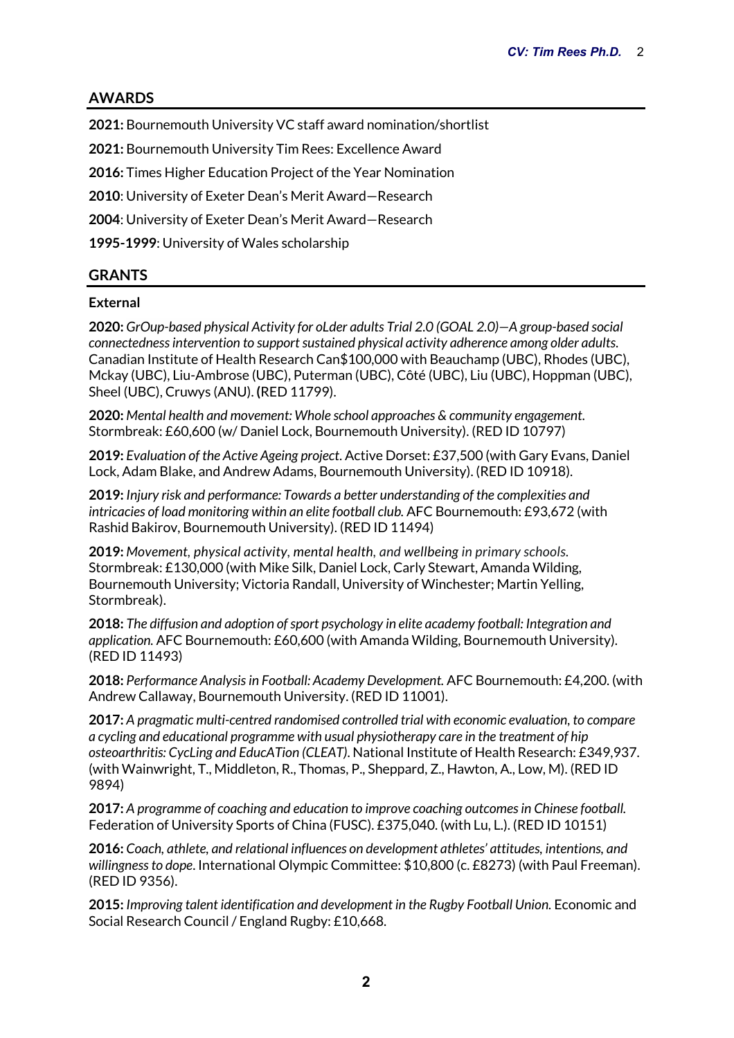## AWARDS

**2021:** Bournemouth University VC staff award nomination/shortlist

**2021:** Bournemouth University Tim Rees: Excellence Award

**2016:** Times Higher Education Project of the Year Nomination

**2010**: University of Exeter Dean's Merit Award—Research

**2004**: University of Exeter Dean's Merit Award—Research

**1995-1999**: University of Wales scholarship

## GRANTS

### External

**2020:** *GrOup-based physical Activity for oLder adults Trial 2.0 (GOAL 2.0)—A group-based social connectedness intervention to support sustained physical activity adherence among older adults.* Canadian Institute of Health Research Can$100,000 with Beauchamp (UBC), Rhodes (UBC), Mckay (UBC), Liu-Ambrose (UBC), Puterman (UBC), Côté (UBC), Liu (UBC), Hoppman (UBC), Sheel (UBC), Cruwys (ANU). **(**RED 11799).

**2020:** *Mental health and movement: Whole school approaches & community engagement.* Stormbreak: £60,600 (w/ Daniel Lock, Bournemouth University). (RED ID 10797)

**2019:** *Evaluation of the Active Ageing project.* Active Dorset: £37,500 (with Gary Evans, Daniel Lock, Adam Blake, and Andrew Adams, Bournemouth University). (RED ID 10918).

**2019:** *Injury risk and performance: Towards a better understanding of the complexities and intricacies of load monitoring within an elite football club.* AFC Bournemouth: £93,672 (with Rashid Bakirov, Bournemouth University). (RED ID 11494)

**2019:** *Movement, physical activity, mental health, and wellbeing in primary schools.* Stormbreak: £130,000 (with Mike Silk, Daniel Lock, Carly Stewart, Amanda Wilding, Bournemouth University; Victoria Randall, University of Winchester; Martin Yelling, Stormbreak).

**2018:** *The diffusion and adoption of sport psychology in elite academy football: Integration and application.* AFC Bournemouth: £60,600 (with Amanda Wilding, Bournemouth University). (RED ID 11493)

**2018:** *Performance Analysis in Football: Academy Development.* AFC Bournemouth: £4,200. (with Andrew Callaway, Bournemouth University. (RED ID 11001).

**2017:** *A pragmatic multi-centred randomised controlled trial with economic evaluation, to compare a cycling and educational programme with usual physiotherapy care in the treatment of hip osteoarthritis: CycLing and EducATion (CLEAT).* National Institute of Health Research: £349,937. (with Wainwright, T., Middleton, R., Thomas, P., Sheppard, Z., Hawton, A., Low, M). (RED ID 9894)

**2017:** *A programme of coaching and education to improve coaching outcomes in Chinese football.* Federation of University Sports of China (FUSC). £375,040. (with Lu, L.). (RED ID 10151)

**2016:** *Coach, athlete, and relational influences on development athletes' attitudes, intentions, and willingness to dope*. International Olympic Committee: $10,800 (c. £8273) (with Paul Freeman). (RED ID 9356).

**2015:** *Improving talent identification and development in the Rugby Football Union.* Economic and Social Research Council / England Rugby: £10,668.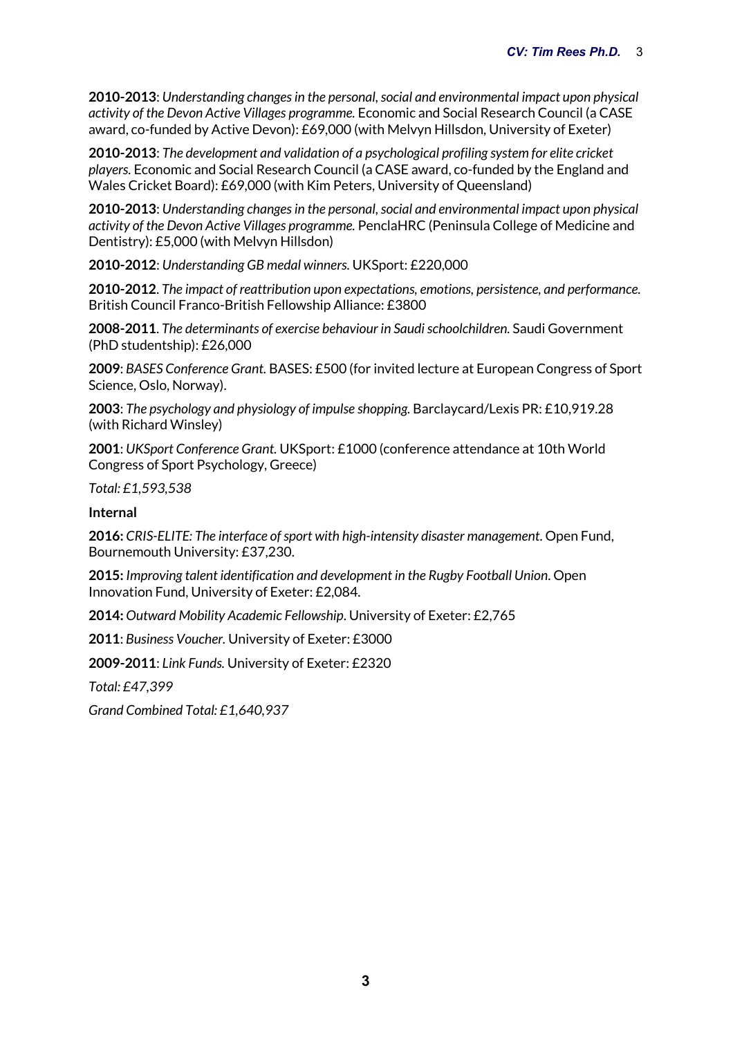**2010-2013**: *Understanding changes in the personal, social and environmental impact upon physical activity of the Devon Active Villages programme.* Economic and Social Research Council (a CASE award, co-funded by Active Devon): £69,000 (with Melvyn Hillsdon, University of Exeter)

**2010-2013**: *The development and validation of a psychological profiling system for elite cricket players.* Economic and Social Research Council (a CASE award, co-funded by the England and Wales Cricket Board): £69,000 (with Kim Peters, University of Queensland)

**2010-2013**: *Understanding changes in the personal, social and environmental impact upon physical activity of the Devon Active Villages programme.* PenclaHRC (Peninsula College of Medicine and Dentistry): £5,000 (with Melvyn Hillsdon)

**2010-2012**: *Understanding GB medal winners.* UKSport: £220,000

**2010-2012**. *The impact of reattribution upon expectations, emotions, persistence, and performance.* British Council Franco-British Fellowship Alliance: £3800

**2008-2011**. *The determinants of exercise behaviour in Saudi schoolchildren.* Saudi Government (PhD studentship): £26,000

**2009**: *BASES Conference Grant.* BASES: £500 (for invited lecture at European Congress of Sport Science, Oslo, Norway).

**2003**: *The psychology and physiology of impulse shopping.* Barclaycard/Lexis PR: £10,919.28 (with Richard Winsley)

**2001**: *UKSport Conference Grant.* UKSport: £1000 (conference attendance at 10th World Congress of Sport Psychology, Greece)

*Total: £1,593,538*

**Internal**

**2016:** *CRIS-ELITE: The interface of sport with high-intensity disaster management*. Open Fund, Bournemouth University: £37,230.

**2015:** *Improving talent identification and development in the Rugby Football Union*. Open Innovation Fund, University of Exeter: £2,084.

**2014:** *Outward Mobility Academic Fellowship*. University of Exeter: £2,765

**2011**: *Business Voucher.* University of Exeter: £3000

**2009-2011**: *Link Funds.* University of Exeter: £2320

*Total: £47,399*

*Grand Combined Total: £1,640,937*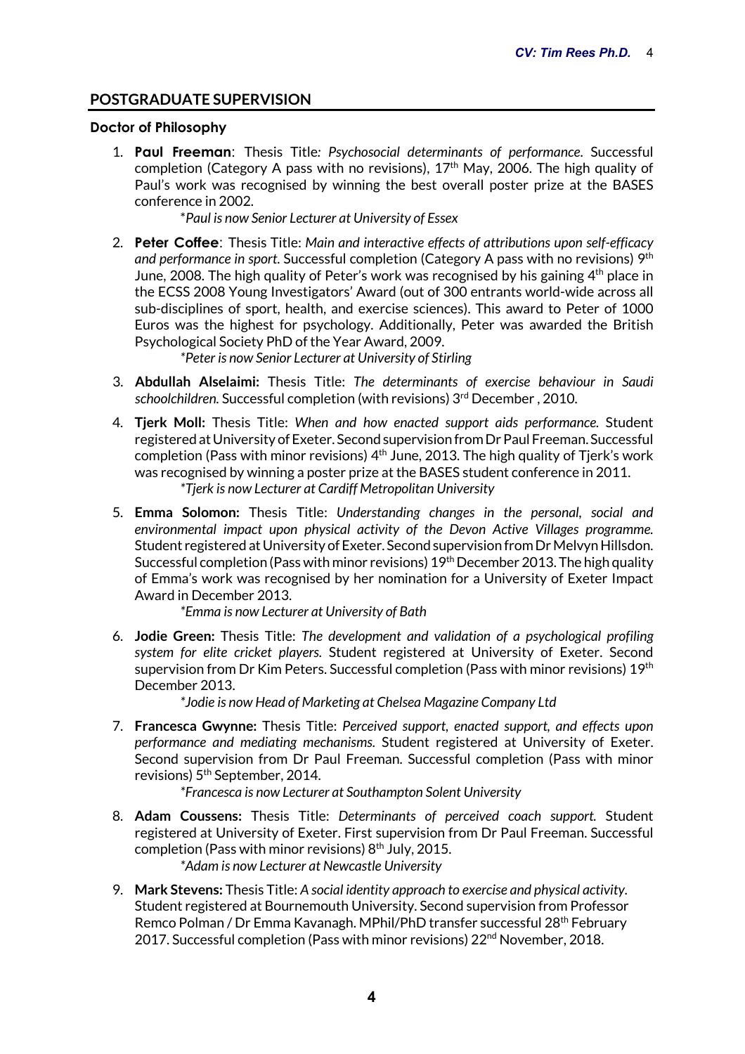## POSTGRADUATE SUPERVISION

### Doctor of Philosophy

1. **Paul Freeman**: Thesis Title: *Psychosocial determinants of performance.* Successful completion (Category A pass with no revisions), 17th May, 2006. The high quality of Paul's work was recognised by winning the best overall poster prize at the BASES conference in 2002.

   *\*Paul is now Senior Lecturer at University of Essex*

2. **Peter Coffee**: Thesis Title: *Main and interactive effects of attributions upon self-efficacy and performance in sport.* Successful completion (Category A pass with no revisions) 9th June, 2008. The high quality of Peter's work was recognised by his gaining 4th place in the ECSS 2008 Young Investigators' Award (out of 300 entrants world-wide across all sub-disciplines of sport, health, and exercise sciences). This award to Peter of 1000 Euros was the highest for psychology. Additionally, Peter was awarded the British Psychological Society PhD of the Year Award, 2009.

   *\*Peter is now Senior Lecturer at University of Stirling*

3. **Abdullah Alselaimi:** Thesis Title: *The determinants of exercise behaviour in Saudi schoolchildren.* Successful completion (with revisions) 3rd December , 2010.

4. **Tjerk Moll:** Thesis Title: *When and how enacted support aids performance.* Student registered at University of Exeter. Second supervision from Dr Paul Freeman. Successful completion (Pass with minor revisions) 4th June, 2013. The high quality of Tjerk's work was recognised by winning a poster prize at the BASES student conference in 2011.

   *\*Tjerk is now Lecturer at Cardiff Metropolitan University*

5. **Emma Solomon:** Thesis Title: *Understanding changes in the personal, social and environmental impact upon physical activity of the Devon Active Villages programme.* Student registered at University of Exeter. Second supervision from Dr Melvyn Hillsdon. Successful completion (Pass with minor revisions) 19th December 2013. The high quality of Emma's work was recognised by her nomination for a University of Exeter Impact Award in December 2013.

   *\*Emma is now Lecturer at University of Bath*

6. **Jodie Green:** Thesis Title: *The development and validation of a psychological profiling system for elite cricket players.* Student registered at University of Exeter. Second supervision from Dr Kim Peters. Successful completion (Pass with minor revisions) 19th December 2013.

   *\*Jodie is now Head of Marketing at Chelsea Magazine Company Ltd*

7. **Francesca Gwynne:** Thesis Title: *Perceived support, enacted support, and effects upon performance and mediating mechanisms.* Student registered at University of Exeter. Second supervision from Dr Paul Freeman. Successful completion (Pass with minor revisions) 5th September, 2014.

   *\*Francesca is now Lecturer at Southampton Solent University*

8. **Adam Coussens:** Thesis Title: *Determinants of perceived coach support.* Student registered at University of Exeter. First supervision from Dr Paul Freeman. Successful completion (Pass with minor revisions) 8th July, 2015.

   *\*Adam is now Lecturer at Newcastle University*

9. **Mark Stevens:** Thesis Title: *A social identity approach to exercise and physical activity.* Student registered at Bournemouth University. Second supervision from Professor Remco Polman / Dr Emma Kavanagh. MPhil/PhD transfer successful 28th February 2017. Successful completion (Pass with minor revisions) 22nd November, 2018.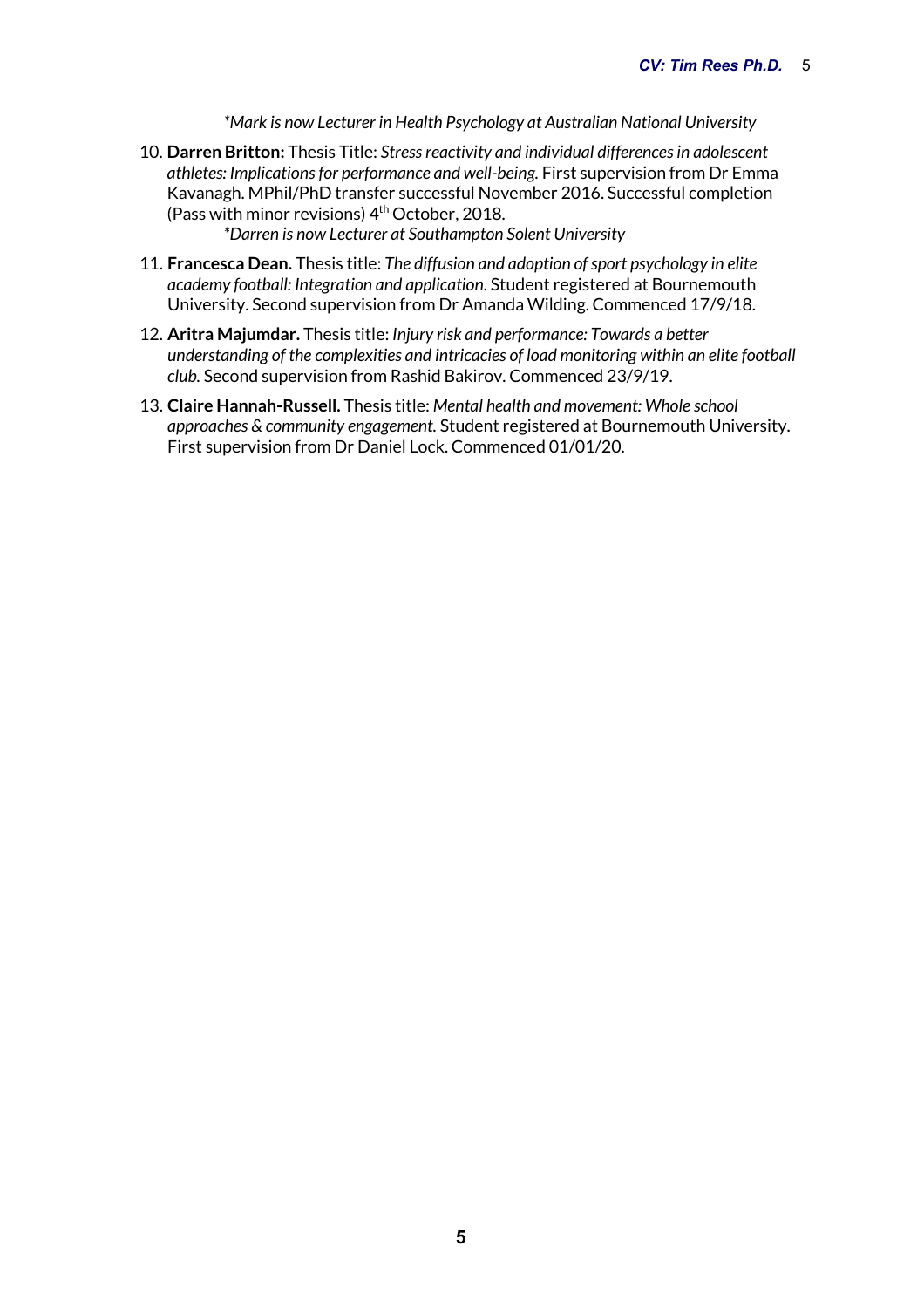*\*Mark is now Lecturer in Health Psychology at Australian National University*

10. **Darren Britton:** Thesis Title: *Stress reactivity and individual differences in adolescent athletes: Implications for performance and well-being.* First supervision from Dr Emma Kavanagh. MPhil/PhD transfer successful November 2016. Successful completion (Pass with minor revisions) 4th October, 2018.

    *\*Darren is now Lecturer at Southampton Solent University*

11. **Francesca Dean.** Thesis title: *The diffusion and adoption of sport psychology in elite academy football: Integration and application*. Student registered at Bournemouth University. Second supervision from Dr Amanda Wilding. Commenced 17/9/18.

12. **Aritra Majumdar.** Thesis title: *Injury risk and performance: Towards a better understanding of the complexities and intricacies of load monitoring within an elite football club.* Second supervision from Rashid Bakirov. Commenced 23/9/19.

13. **Claire Hannah-Russell.** Thesis title: *Mental health and movement: Whole school approaches & community engagement.* Student registered at Bournemouth University. First supervision from Dr Daniel Lock. Commenced 01/01/20.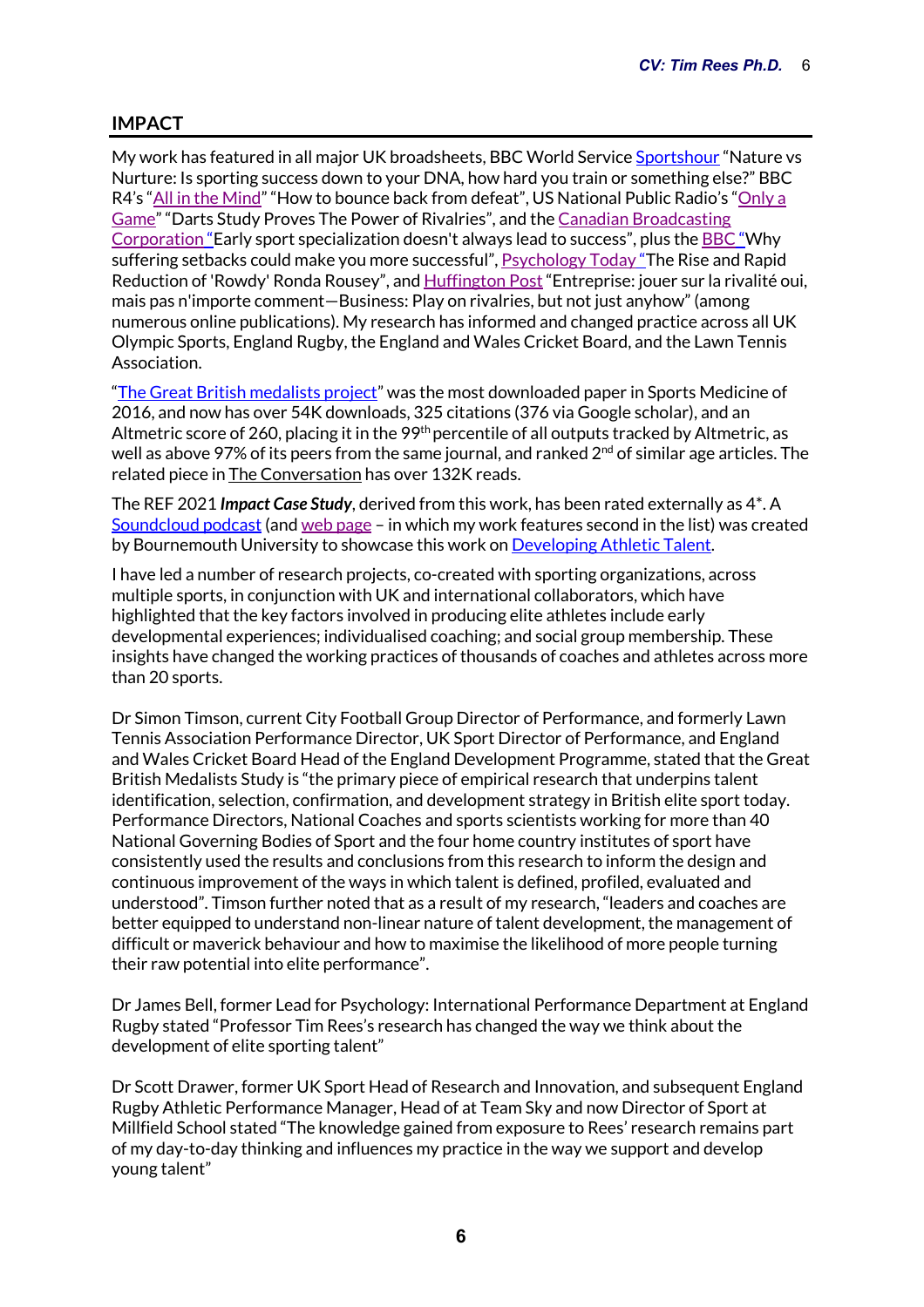## IMPACT

My work has featured in all major UK broadsheets, BBC World Service Sportshour "Nature vs Nurture: Is sporting success down to your DNA, how hard you train or something else?" BBC R4's "All in the Mind" "How to bounce back from defeat", US National Public Radio's "Only a Game" "Darts Study Proves The Power of Rivalries", and the Canadian Broadcasting Corporation "Early sport specialization doesn't always lead to success", plus the BBC "Why suffering setbacks could make you more successful", Psychology Today "The Rise and Rapid Reduction of 'Rowdy' Ronda Rousey", and Huffington Post "Entreprise: jouer sur la rivalité oui, mais pas n'importe comment—Business: Play on rivalries, but not just anyhow" (among numerous online publications). My research has informed and changed practice across all UK Olympic Sports, England Rugby, the England and Wales Cricket Board, and the Lawn Tennis Association.

"The Great British medalists project" was the most downloaded paper in Sports Medicine of 2016, and now has over 54K downloads, 325 citations (376 via Google scholar), and an Altmetric score of 260, placing it in the 99th percentile of all outputs tracked by Altmetric, as well as above 97% of its peers from the same journal, and ranked 2nd of similar age articles. The related piece in The Conversation has over 132K reads.

The REF 2021 ***Impact Case Study***, derived from this work, has been rated externally as 4*. A Soundcloud podcast (and web page – in which my work features second in the list) was created by Bournemouth University to showcase this work on Developing Athletic Talent.

I have led a number of research projects, co-created with sporting organizations, across multiple sports, in conjunction with UK and international collaborators, which have highlighted that the key factors involved in producing elite athletes include early developmental experiences; individualised coaching; and social group membership. These insights have changed the working practices of thousands of coaches and athletes across more than 20 sports.

Dr Simon Timson, current City Football Group Director of Performance, and formerly Lawn Tennis Association Performance Director, UK Sport Director of Performance, and England and Wales Cricket Board Head of the England Development Programme, stated that the Great British Medalists Study is "the primary piece of empirical research that underpins talent identification, selection, confirmation, and development strategy in British elite sport today. Performance Directors, National Coaches and sports scientists working for more than 40 National Governing Bodies of Sport and the four home country institutes of sport have consistently used the results and conclusions from this research to inform the design and continuous improvement of the ways in which talent is defined, profiled, evaluated and understood". Timson further noted that as a result of my research, "leaders and coaches are better equipped to understand non-linear nature of talent development, the management of difficult or maverick behaviour and how to maximise the likelihood of more people turning their raw potential into elite performance".

Dr James Bell, former Lead for Psychology: International Performance Department at England Rugby stated "Professor Tim Rees's research has changed the way we think about the development of elite sporting talent"

Dr Scott Drawer, former UK Sport Head of Research and Innovation, and subsequent England Rugby Athletic Performance Manager, Head of at Team Sky and now Director of Sport at Millfield School stated "The knowledge gained from exposure to Rees' research remains part of my day-to-day thinking and influences my practice in the way we support and develop young talent"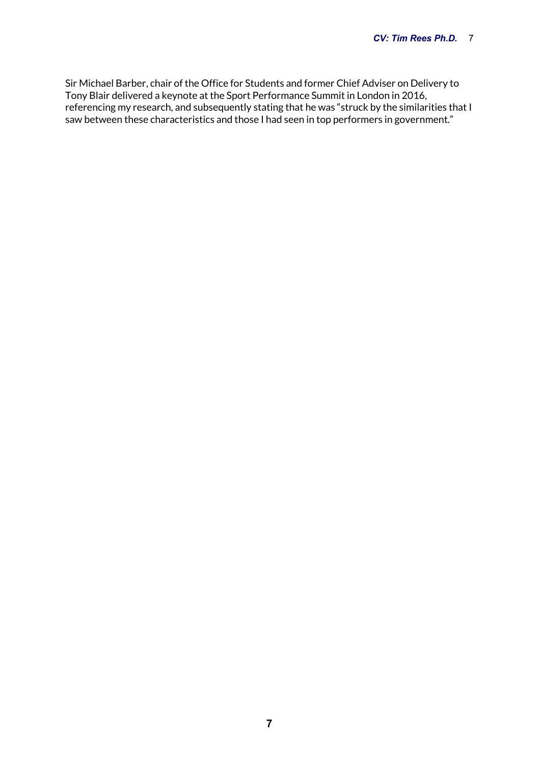Sir Michael Barber, chair of the Office for Students and former Chief Adviser on Delivery to Tony Blair delivered a keynote at the Sport Performance Summit in London in 2016, referencing my research, and subsequently stating that he was "struck by the similarities that I saw between these characteristics and those I had seen in top performers in government."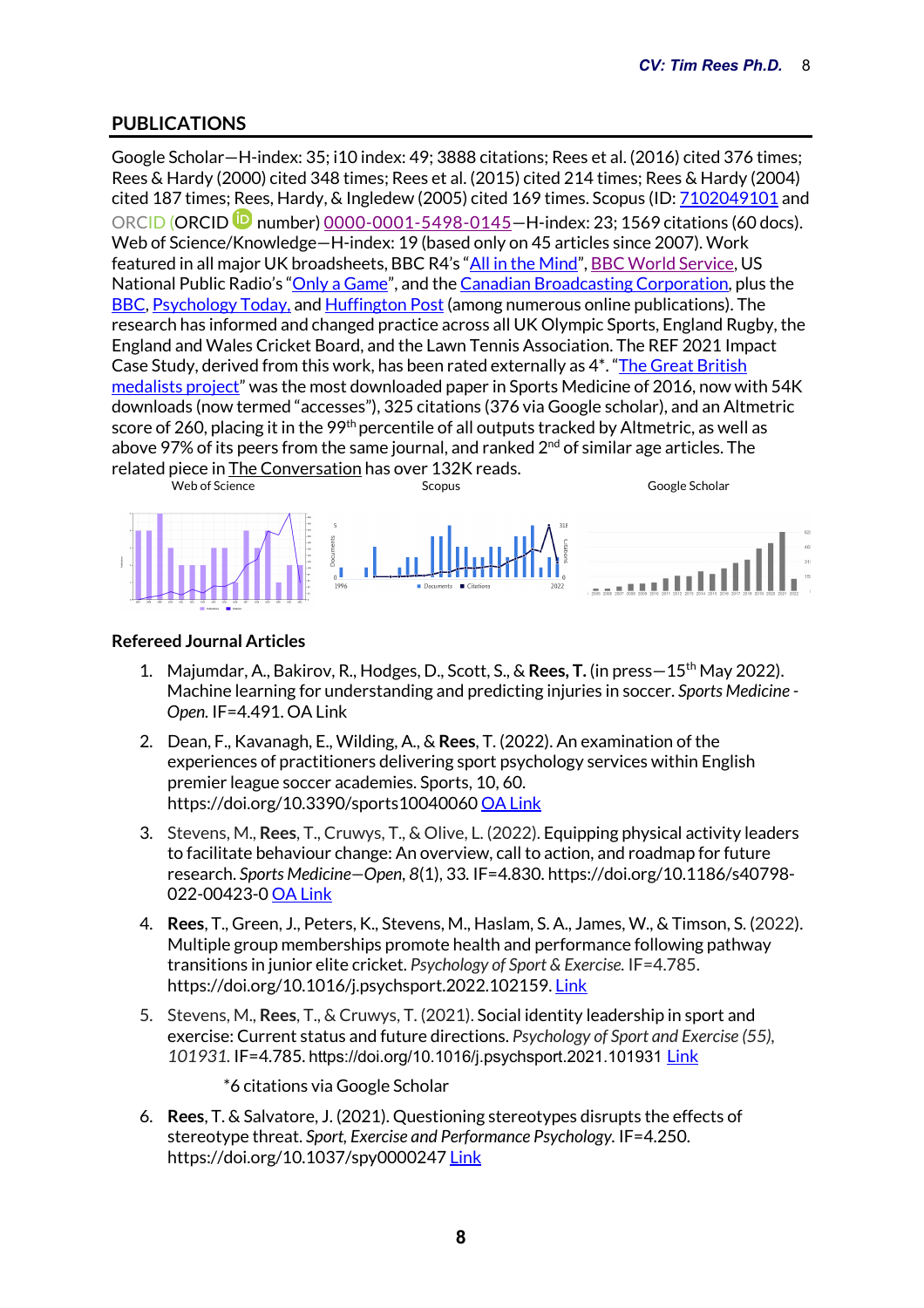## PUBLICATIONS

Google Scholar—H-index: 35; i10 index: 49; 3888 citations; Rees et al. (2016) cited 376 times; Rees & Hardy (2000) cited 348 times; Rees et al. (2015) cited 214 times; Rees & Hardy (2004) cited 187 times; Rees, Hardy, & Ingledew (2005) cited 169 times. Scopus (ID: 7102049101 and ORCID (ORCID number) 0000-0001-5498-0145—H-index: 23; 1569 citations (60 docs). Web of Science/Knowledge—H-index: 19 (based only on 45 articles since 2007). Work featured in all major UK broadsheets, BBC R4's "All in the Mind", BBC World Service, US National Public Radio's "Only a Game", and the Canadian Broadcasting Corporation, plus the BBC, Psychology Today, and Huffington Post (among numerous online publications). The research has informed and changed practice across all UK Olympic Sports, England Rugby, the England and Wales Cricket Board, and the Lawn Tennis Association. The REF 2021 Impact Case Study, derived from this work, has been rated externally as 4*. "The Great British medalists project" was the most downloaded paper in Sports Medicine of 2016, now with 54K downloads (now termed "accesses"), 325 citations (376 via Google scholar), and an Altmetric score of 260, placing it in the 99th percentile of all outputs tracked by Altmetric, as well as above 97% of its peers from the same journal, and ranked 2nd of similar age articles. The related piece in The Conversation has over 132K reads.

Web of Science | Scopus | Google Scholar

### Refereed Journal Articles

1. Majumdar, A., Bakirov, R., Hodges, D., Scott, S., & **Rees, T.** (in press—15th May 2022). Machine learning for understanding and predicting injuries in soccer. *Sports Medicine - Open.* IF=4.491. OA Link

2. Dean, F., Kavanagh, E., Wilding, A., & **Rees**, T. (2022). An examination of the experiences of practitioners delivering sport psychology services within English premier league soccer academies. Sports, 10, 60. https://doi.org/10.3390/sports10040060 OA Link

3. Stevens, M., **Rees**, T., Cruwys, T., & Olive, L. (2022). Equipping physical activity leaders to facilitate behaviour change: An overview, call to action, and roadmap for future research. *Sports Medicine—Open, 8*(1), 33. IF=4.830. https://doi.org/10.1186/s40798-022-00423-0 OA Link

4. **Rees**, T., Green, J., Peters, K., Stevens, M., Haslam, S. A., James, W., & Timson, S. (2022). Multiple group memberships promote health and performance following pathway transitions in junior elite cricket. *Psychology of Sport & Exercise.* IF=4.785. https://doi.org/10.1016/j.psychsport.2022.102159. Link

5. Stevens, M., **Rees**, T., & Cruwys, T. (2021). Social identity leadership in sport and exercise: Current status and future directions. *Psychology of Sport and Exercise (55), 101931.* IF=4.785. https://doi.org/10.1016/j.psychsport.2021.101931 Link

   *6 citations via Google Scholar

6. **Rees**, T. & Salvatore, J. (2021). Questioning stereotypes disrupts the effects of stereotype threat. *Sport, Exercise and Performance Psychology.* IF=4.250. https://doi.org/10.1037/spy0000247 Link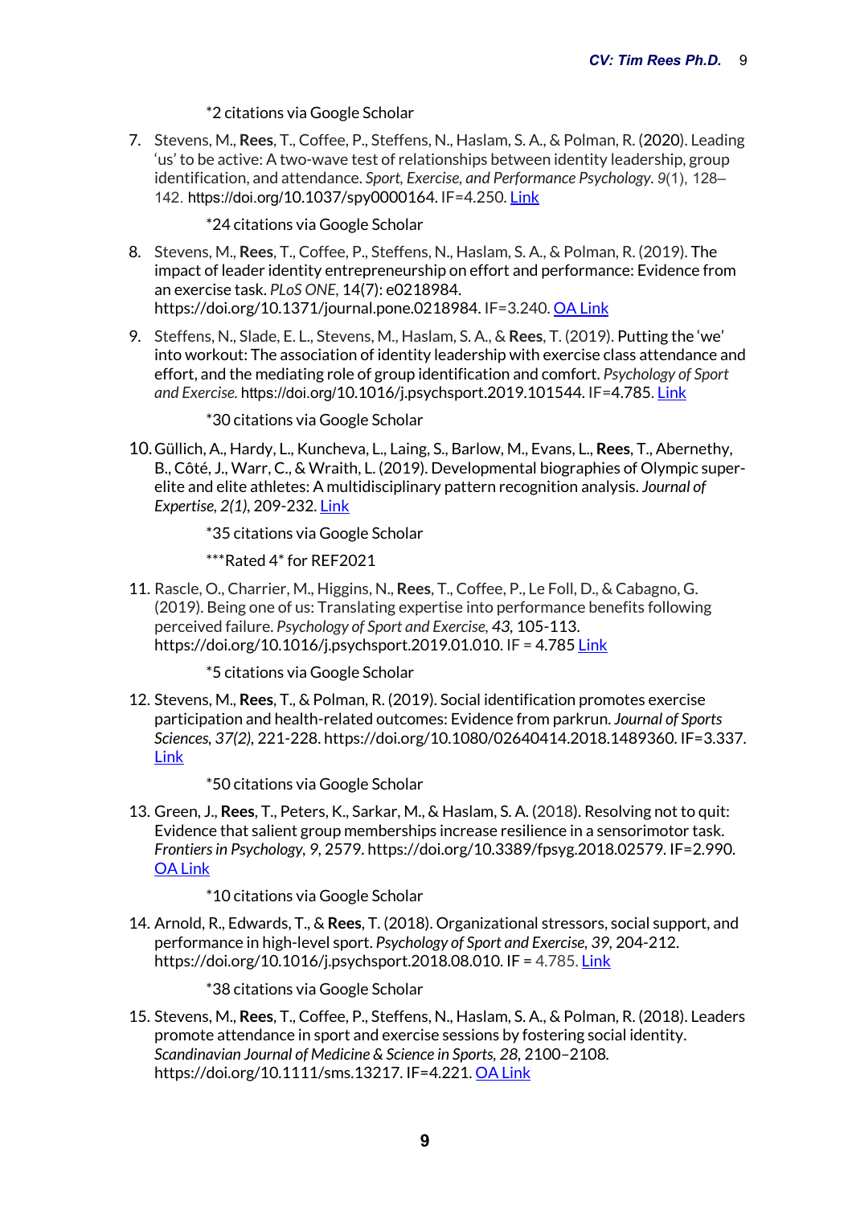*2 citations via Google Scholar

7. Stevens, M., **Rees**, T., Coffee, P., Steffens, N., Haslam, S. A., & Polman, R. (2020). Leading 'us' to be active: A two-wave test of relationships between identity leadership, group identification, and attendance. *Sport, Exercise, and Performance Psychology*. *9*(1), 128–142. https://doi.org/10.1037/spy0000164. IF=4.250. Link

   *24 citations via Google Scholar

8. Stevens, M., **Rees**, T., Coffee, P., Steffens, N., Haslam, S. A., & Polman, R. (2019). The impact of leader identity entrepreneurship on effort and performance: Evidence from an exercise task. *PLoS ONE*, 14(7): e0218984. https://doi.org/10.1371/journal.pone.0218984. IF=3.240. OA Link

9. Steffens, N., Slade, E. L., Stevens, M., Haslam, S. A., & **Rees**, T. (2019). Putting the 'we' into workout: The association of identity leadership with exercise class attendance and effort, and the mediating role of group identification and comfort. *Psychology of Sport and Exercise.* https://doi.org/10.1016/j.psychsport.2019.101544. IF=4.785. Link

   *30 citations via Google Scholar

10. Güllich, A., Hardy, L., Kuncheva, L., Laing, S., Barlow, M., Evans, L., **Rees**, T., Abernethy, B., Côté, J., Warr, C., & Wraith, L. (2019). Developmental biographies of Olympic super-elite and elite athletes: A multidisciplinary pattern recognition analysis. *Journal of Expertise, 2(1)*, 209-232. Link

    *35 citations via Google Scholar

    ***Rated 4* for REF2021

11. Rascle, O., Charrier, M., Higgins, N., **Rees**, T., Coffee, P., Le Foll, D., & Cabagno, G. (2019). Being one of us: Translating expertise into performance benefits following perceived failure. *Psychology of Sport and Exercise*, *43*, 105-113. https://doi.org/10.1016/j.psychsport.2019.01.010. IF = 4.785 Link

    *5 citations via Google Scholar

12. Stevens, M., **Rees**, T., & Polman, R. (2019). Social identification promotes exercise participation and health-related outcomes: Evidence from parkrun. *Journal of Sports Sciences*, *37(2)*, 221-228. https://doi.org/10.1080/02640414.2018.1489360. IF=3.337. Link

    *50 citations via Google Scholar

13. Green, J., **Rees**, T., Peters, K., Sarkar, M., & Haslam, S. A. (2018). Resolving not to quit: Evidence that salient group memberships increase resilience in a sensorimotor task. *Frontiers in Psychology*, *9*, 2579. https://doi.org/10.3389/fpsyg.2018.02579. IF=2.990. OA Link

    *10 citations via Google Scholar

14. Arnold, R., Edwards, T., & **Rees**, T. (2018). Organizational stressors, social support, and performance in high-level sport. *Psychology of Sport and Exercise*, *39*, 204-212. https://doi.org/10.1016/j.psychsport.2018.08.010. IF = 4.785. Link

    *38 citations via Google Scholar

15. Stevens, M., **Rees**, T., Coffee, P., Steffens, N., Haslam, S. A., & Polman, R. (2018). Leaders promote attendance in sport and exercise sessions by fostering social identity. *Scandinavian Journal of Medicine & Science in Sports*, *28*, 2100–2108. https://doi.org/10.1111/sms.13217. IF=4.221. OA Link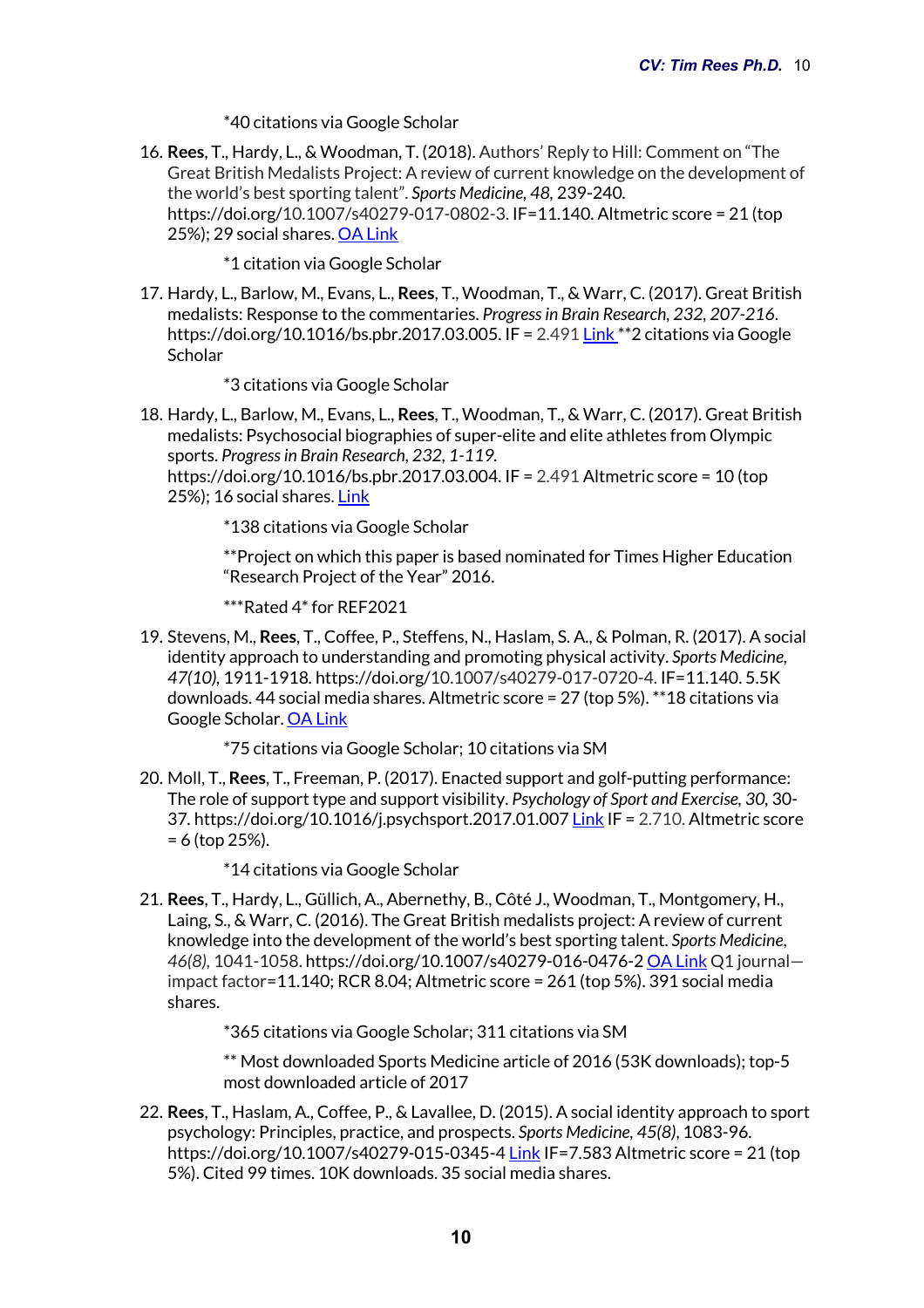*40 citations via Google Scholar

16. **Rees**, T., Hardy, L., & Woodman, T. (2018). Authors' Reply to Hill: Comment on "The Great British Medalists Project: A review of current knowledge on the development of the world's best sporting talent". *Sports Medicine, 48*, 239-240. https://doi.org/10.1007/s40279-017-0802-3. IF=11.140. Altmetric score = 21 (top 25%); 29 social shares. OA Link

    *1 citation via Google Scholar

17. Hardy, L., Barlow, M., Evans, L., **Rees**, T., Woodman, T., & Warr, C. (2017). Great British medalists: Response to the commentaries. *Progress in Brain Research, 232, 207-216*. https://doi.org/10.1016/bs.pbr.2017.03.005. IF = 2.491 Link **2 citations via Google Scholar

    *3 citations via Google Scholar

18. Hardy, L., Barlow, M., Evans, L., **Rees**, T., Woodman, T., & Warr, C. (2017). Great British medalists: Psychosocial biographies of super-elite and elite athletes from Olympic sports. *Progress in Brain Research, 232, 1-119*. https://doi.org/10.1016/bs.pbr.2017.03.004. IF = 2.491 Altmetric score = 10 (top 25%); 16 social shares. Link

    *138 citations via Google Scholar

    **Project on which this paper is based nominated for Times Higher Education "Research Project of the Year" 2016.

    ***Rated 4* for REF2021

19. Stevens, M., **Rees**, T., Coffee, P., Steffens, N., Haslam, S. A., & Polman, R. (2017). A social identity approach to understanding and promoting physical activity. *Sports Medicine, 47(10)*, 1911-1918. https://doi.org/10.1007/s40279-017-0720-4. IF=11.140. 5.5K downloads. 44 social media shares. Altmetric score = 27 (top 5%). **18 citations via Google Scholar. OA Link

    *75 citations via Google Scholar; 10 citations via SM

20. Moll, T., **Rees**, T., Freeman, P. (2017). Enacted support and golf-putting performance: The role of support type and support visibility. *Psychology of Sport and Exercise, 30*, 30-37. https://doi.org/10.1016/j.psychsport.2017.01.007 Link IF = 2.710. Altmetric score = 6 (top 25%).

    *14 citations via Google Scholar

21. **Rees**, T., Hardy, L., Güllich, A., Abernethy, B., Côté J., Woodman, T., Montgomery, H., Laing, S., & Warr, C. (2016). The Great British medalists project: A review of current knowledge into the development of the world's best sporting talent. *Sports Medicine, 46(8)*, 1041-1058. https://doi.org/10.1007/s40279-016-0476-2 OA Link Q1 journal—impact factor=11.140; RCR 8.04; Altmetric score = 261 (top 5%). 391 social media shares.

    *365 citations via Google Scholar; 311 citations via SM

    ** Most downloaded Sports Medicine article of 2016 (53K downloads); top-5 most downloaded article of 2017

22. **Rees**, T., Haslam, A., Coffee, P., & Lavallee, D. (2015). A social identity approach to sport psychology: Principles, practice, and prospects. *Sports Medicine, 45(8)*, 1083-96. https://doi.org/10.1007/s40279-015-0345-4 Link IF=7.583 Altmetric score = 21 (top 5%). Cited 99 times. 10K downloads. 35 social media shares.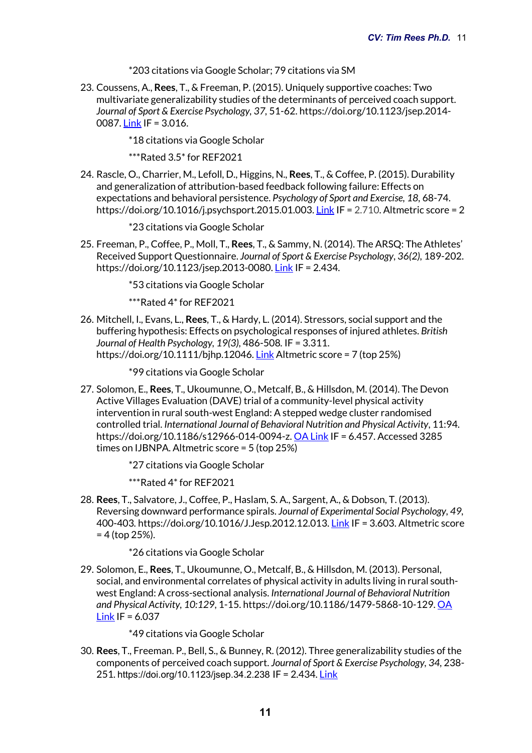*203 citations via Google Scholar; 79 citations via SM

23. Coussens, A., **Rees**, T., & Freeman, P. (2015). Uniquely supportive coaches: Two multivariate generalizability studies of the determinants of perceived coach support. *Journal of Sport & Exercise Psychology*, *37*, 51-62. https://doi.org/10.1123/jsep.2014-0087. Link IF = 3.016.

    *18 citations via Google Scholar

    ***Rated 3.5* for REF2021

24. Rascle, O., Charrier, M., Lefoll, D., Higgins, N., **Rees**, T., & Coffee, P. (2015). Durability and generalization of attribution-based feedback following failure: Effects on expectations and behavioral persistence. *Psychology of Sport and Exercise, 18*, 68-74. https://doi.org/10.1016/j.psychsport.2015.01.003. Link IF = 2.710. Altmetric score = 2

    *23 citations via Google Scholar

25. Freeman, P., Coffee, P., Moll, T., **Rees**, T., & Sammy, N. (2014). The ARSQ: The Athletes' Received Support Questionnaire. *Journal of Sport & Exercise Psychology*, *36(2)*, 189-202. https://doi.org/10.1123/jsep.2013-0080. Link IF = 2.434.

    *53 citations via Google Scholar

    ***Rated 4* for REF2021

26. Mitchell, I., Evans, L., **Rees**, T., & Hardy, L. (2014). Stressors, social support and the buffering hypothesis: Effects on psychological responses of injured athletes. *British Journal of Health Psychology*, *19(3)*, 486-508. IF = 3.311. https://doi.org/10.1111/bjhp.12046. Link Altmetric score = 7 (top 25%)

    *99 citations via Google Scholar

27. Solomon, E., **Rees**, T., Ukoumunne, O., Metcalf, B., & Hillsdon, M. (2014). The Devon Active Villages Evaluation (DAVE) trial of a community-level physical activity intervention in rural south-west England: A stepped wedge cluster randomised controlled trial. *International Journal of Behavioral Nutrition and Physical Activity*, 11:94. https://doi.org/10.1186/s12966-014-0094-z. OA Link IF = 6.457. Accessed 3285 times on IJBNPA. Altmetric score = 5 (top 25%)

    *27 citations via Google Scholar

    ***Rated 4* for REF2021

28. **Rees**, T., Salvatore, J., Coffee, P., Haslam, S. A., Sargent, A., & Dobson, T. (2013). Reversing downward performance spirals. *Journal of Experimental Social Psychology*, *49*, 400-403. https://doi.org/10.1016/J.Jesp.2012.12.013. Link IF = 3.603. Altmetric score = 4 (top 25%).

    *26 citations via Google Scholar

29. Solomon, E., **Rees**, T., Ukoumunne, O., Metcalf, B., & Hillsdon, M. (2013). Personal, social, and environmental correlates of physical activity in adults living in rural south-west England: A cross-sectional analysis. *International Journal of Behavioral Nutrition and Physical Activity*, *10:129*, 1-15. https://doi.org/10.1186/1479-5868-10-129. OA Link IF = 6.037

    *49 citations via Google Scholar

30. **Rees**, T., Freeman. P., Bell, S., & Bunney, R. (2012). Three generalizability studies of the components of perceived coach support. *Journal of Sport & Exercise Psychology*, *34*, 238-251. https://doi.org/10.1123/jsep.34.2.238 IF = 2.434. Link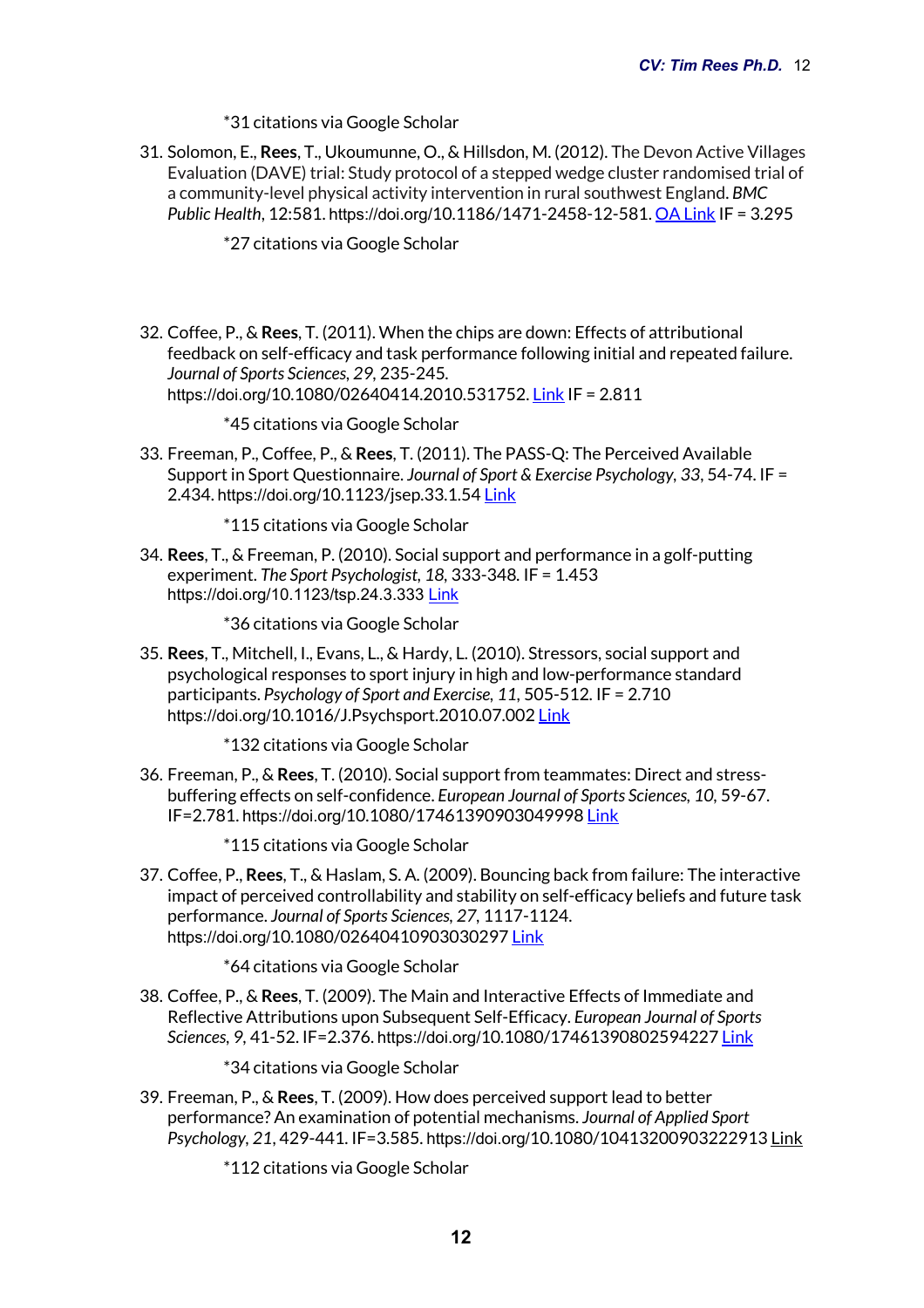*31 citations via Google Scholar

31. Solomon, E., **Rees**, T., Ukoumunne, O., & Hillsdon, M. (2012). The Devon Active Villages Evaluation (DAVE) trial: Study protocol of a stepped wedge cluster randomised trial of a community-level physical activity intervention in rural southwest England. *BMC Public Health*, 12:581. https://doi.org/10.1186/1471-2458-12-581. OA Link IF = 3.295

    *27 citations via Google Scholar

32. Coffee, P., & **Rees**, T. (2011). When the chips are down: Effects of attributional feedback on self-efficacy and task performance following initial and repeated failure. *Journal of Sports Sciences*, *29*, 235-245. https://doi.org/10.1080/02640414.2010.531752. Link IF = 2.811

    *45 citations via Google Scholar

33. Freeman, P., Coffee, P., & **Rees**, T. (2011). The PASS-Q: The Perceived Available Support in Sport Questionnaire. *Journal of Sport & Exercise Psychology*, *33*, 54-74. IF = 2.434. https://doi.org/10.1123/jsep.33.1.54 Link

    *115 citations via Google Scholar

34. **Rees**, T., & Freeman, P. (2010). Social support and performance in a golf-putting experiment. *The Sport Psychologist*, *18*, 333-348. IF = 1.453 https://doi.org/10.1123/tsp.24.3.333 Link

    *36 citations via Google Scholar

35. **Rees**, T., Mitchell, I., Evans, L., & Hardy, L. (2010). Stressors, social support and psychological responses to sport injury in high and low-performance standard participants. *Psychology of Sport and Exercise*, *11*, 505-512. IF = 2.710 https://doi.org/10.1016/J.Psychsport.2010.07.002 Link

    *132 citations via Google Scholar

36. Freeman, P., & **Rees**, T. (2010). Social support from teammates: Direct and stress-buffering effects on self-confidence. *European Journal of Sports Sciences*, *10*, 59-67. IF=2.781. https://doi.org/10.1080/17461390903049998 Link

    *115 citations via Google Scholar

37. Coffee, P., **Rees**, T., & Haslam, S. A. (2009). Bouncing back from failure: The interactive impact of perceived controllability and stability on self-efficacy beliefs and future task performance. *Journal of Sports Sciences*, *27*, 1117-1124. https://doi.org/10.1080/02640410903030297 Link

    *64 citations via Google Scholar

38. Coffee, P., & **Rees**, T. (2009). The Main and Interactive Effects of Immediate and Reflective Attributions upon Subsequent Self-Efficacy. *European Journal of Sports Sciences*, *9*, 41-52. IF=2.376. https://doi.org/10.1080/17461390802594227 Link

    *34 citations via Google Scholar

39. Freeman, P., & **Rees**, T. (2009). How does perceived support lead to better performance? An examination of potential mechanisms. *Journal of Applied Sport Psychology*, *21*, 429-441. IF=3.585. https://doi.org/10.1080/10413200903222913 Link

    *112 citations via Google Scholar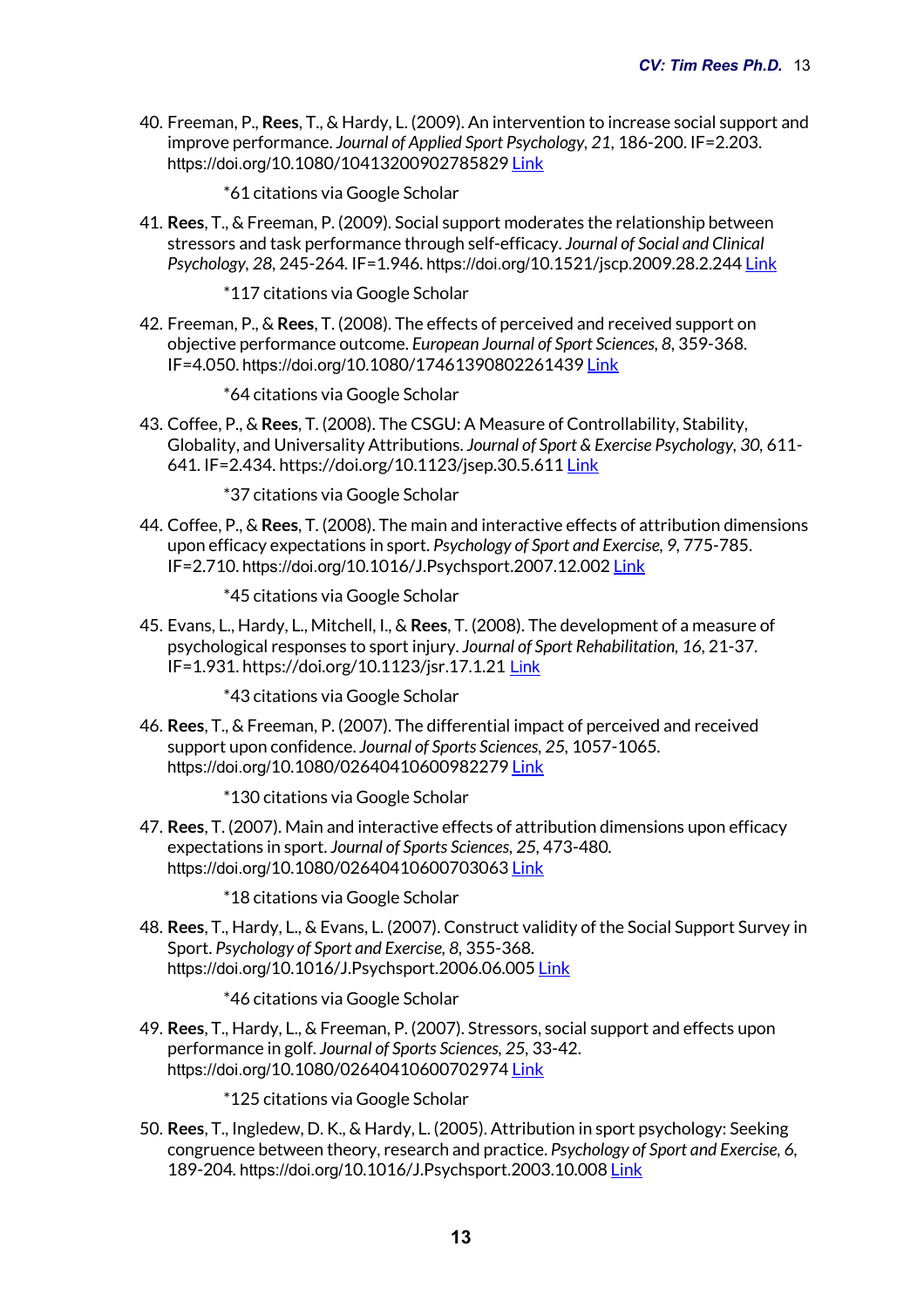40. Freeman, P., **Rees**, T., & Hardy, L. (2009). An intervention to increase social support and improve performance. *Journal of Applied Sport Psychology*, *21*, 186-200. IF=2.203. https://doi.org/10.1080/10413200902785829 Link

    *61 citations via Google Scholar

41. **Rees**, T., & Freeman, P. (2009). Social support moderates the relationship between stressors and task performance through self-efficacy. *Journal of Social and Clinical Psychology*, *28*, 245-264. IF=1.946. https://doi.org/10.1521/jscp.2009.28.2.244 Link

    *117 citations via Google Scholar

42. Freeman, P., & **Rees**, T. (2008). The effects of perceived and received support on objective performance outcome. *European Journal of Sport Sciences*, *8*, 359-368. IF=4.050. https://doi.org/10.1080/17461390802261439 Link

    *64 citations via Google Scholar

43. Coffee, P., & **Rees**, T. (2008). The CSGU: A Measure of Controllability, Stability, Globality, and Universality Attributions. *Journal of Sport & Exercise Psychology*, *30*, 611-641. IF=2.434. https://doi.org/10.1123/jsep.30.5.611 Link

    *37 citations via Google Scholar

44. Coffee, P., & **Rees**, T. (2008). The main and interactive effects of attribution dimensions upon efficacy expectations in sport. *Psychology of Sport and Exercise*, *9*, 775-785. IF=2.710. https://doi.org/10.1016/J.Psychsport.2007.12.002 Link

    *45 citations via Google Scholar

45. Evans, L., Hardy, L., Mitchell, I., & **Rees**, T. (2008). The development of a measure of psychological responses to sport injury. *Journal of Sport Rehabilitation*, *16*, 21-37. IF=1.931. https://doi.org/10.1123/jsr.17.1.21 Link

    *43 citations via Google Scholar

46. **Rees**, T., & Freeman, P. (2007). The differential impact of perceived and received support upon confidence. *Journal of Sports Sciences*, *25*, 1057-1065. https://doi.org/10.1080/02640410600982279 Link

    *130 citations via Google Scholar

47. **Rees**, T. (2007). Main and interactive effects of attribution dimensions upon efficacy expectations in sport. *Journal of Sports Sciences*, *25*, 473-480. https://doi.org/10.1080/02640410600703063 Link

    *18 citations via Google Scholar

48. **Rees**, T., Hardy, L., & Evans, L. (2007). Construct validity of the Social Support Survey in Sport. *Psychology of Sport and Exercise*, *8*, 355-368. https://doi.org/10.1016/J.Psychsport.2006.06.005 Link

    *46 citations via Google Scholar

49. **Rees**, T., Hardy, L., & Freeman, P. (2007). Stressors, social support and effects upon performance in golf. *Journal of Sports Sciences*, *25*, 33-42. https://doi.org/10.1080/02640410600702974 Link

    *125 citations via Google Scholar

50. **Rees**, T., Ingledew, D. K., & Hardy, L. (2005). Attribution in sport psychology: Seeking congruence between theory, research and practice. *Psychology of Sport and Exercise*, *6*, 189-204. https://doi.org/10.1016/J.Psychsport.2003.10.008 Link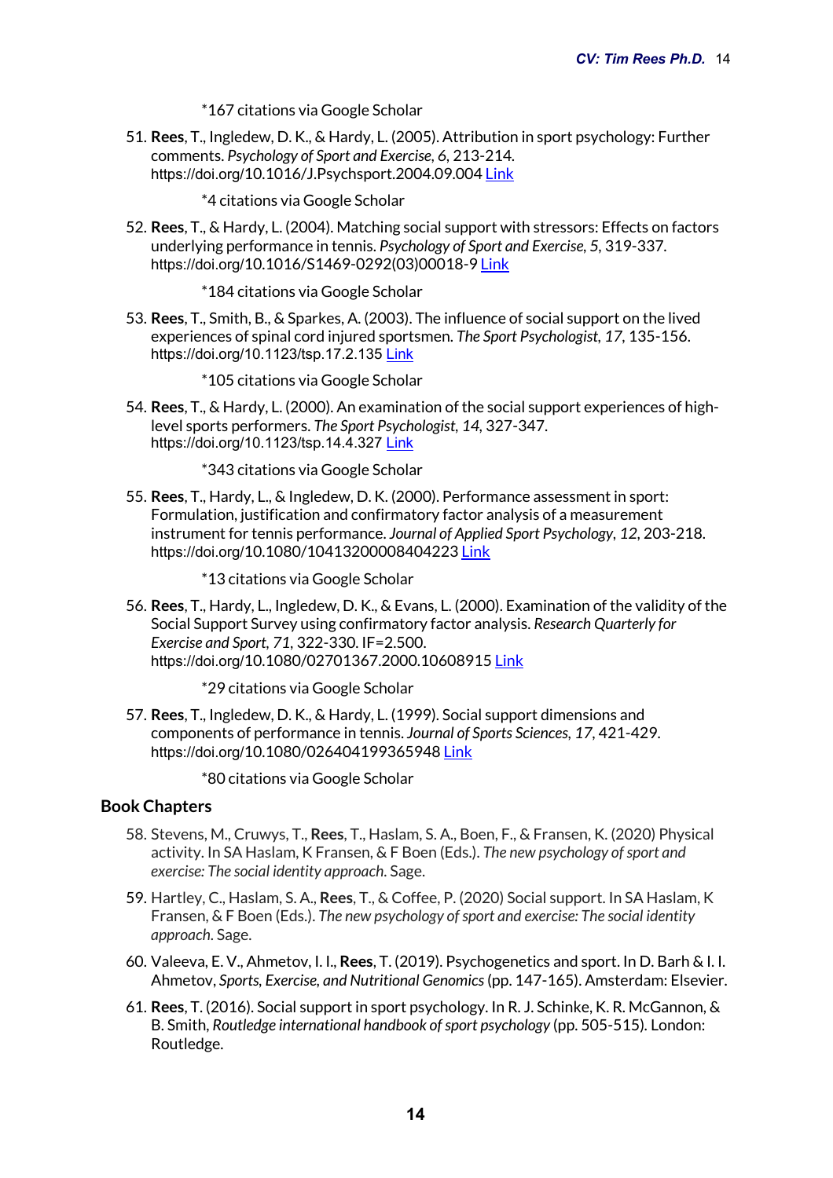*167 citations via Google Scholar

51. **Rees**, T., Ingledew, D. K., & Hardy, L. (2005). Attribution in sport psychology: Further comments. *Psychology of Sport and Exercise*, *6*, 213-214. https://doi.org/10.1016/J.Psychsport.2004.09.004 Link

    *4 citations via Google Scholar

52. **Rees**, T., & Hardy, L. (2004). Matching social support with stressors: Effects on factors underlying performance in tennis. *Psychology of Sport and Exercise*, *5*, 319-337. https://doi.org/10.1016/S1469-0292(03)00018-9 Link

    *184 citations via Google Scholar

53. **Rees**, T., Smith, B., & Sparkes, A. (2003). The influence of social support on the lived experiences of spinal cord injured sportsmen. *The Sport Psychologist*, *17*, 135-156. https://doi.org/10.1123/tsp.17.2.135 Link

    *105 citations via Google Scholar

54. **Rees**, T., & Hardy, L. (2000). An examination of the social support experiences of high-level sports performers. *The Sport Psychologist*, *14*, 327-347. https://doi.org/10.1123/tsp.14.4.327 Link

    *343 citations via Google Scholar

55. **Rees**, T., Hardy, L., & Ingledew, D. K. (2000). Performance assessment in sport: Formulation, justification and confirmatory factor analysis of a measurement instrument for tennis performance. *Journal of Applied Sport Psychology*, *12*, 203-218. https://doi.org/10.1080/10413200008404223 Link

    *13 citations via Google Scholar

56. **Rees**, T., Hardy, L., Ingledew, D. K., & Evans, L. (2000). Examination of the validity of the Social Support Survey using confirmatory factor analysis. *Research Quarterly for Exercise and Sport*, *71*, 322-330. IF=2.500. https://doi.org/10.1080/02701367.2000.10608915 Link

    *29 citations via Google Scholar

57. **Rees**, T., Ingledew, D. K., & Hardy, L. (1999). Social support dimensions and components of performance in tennis. *Journal of Sports Sciences*, *17*, 421-429. https://doi.org/10.1080/026404199365948 Link

    *80 citations via Google Scholar

## Book Chapters

58. Stevens, M., Cruwys, T., **Rees**, T., Haslam, S. A., Boen, F., & Fransen, K. (2020) Physical activity. In SA Haslam, K Fransen, & F Boen (Eds.). *The new psychology of sport and exercise: The social identity approach*. Sage.

59. Hartley, C., Haslam, S. A., **Rees**, T., & Coffee, P. (2020) Social support. In SA Haslam, K Fransen, & F Boen (Eds.). *The new psychology of sport and exercise: The social identity approach*. Sage.

60. Valeeva, E. V., Ahmetov, I. I., **Rees**, T. (2019). Psychogenetics and sport. In D. Barh & I. I. Ahmetov, *Sports, Exercise, and Nutritional Genomics* (pp. 147-165). Amsterdam: Elsevier.

61. **Rees**, T. (2016). Social support in sport psychology. In R. J. Schinke, K. R. McGannon, & B. Smith, *Routledge international handbook of sport psychology* (pp. 505-515). London: Routledge.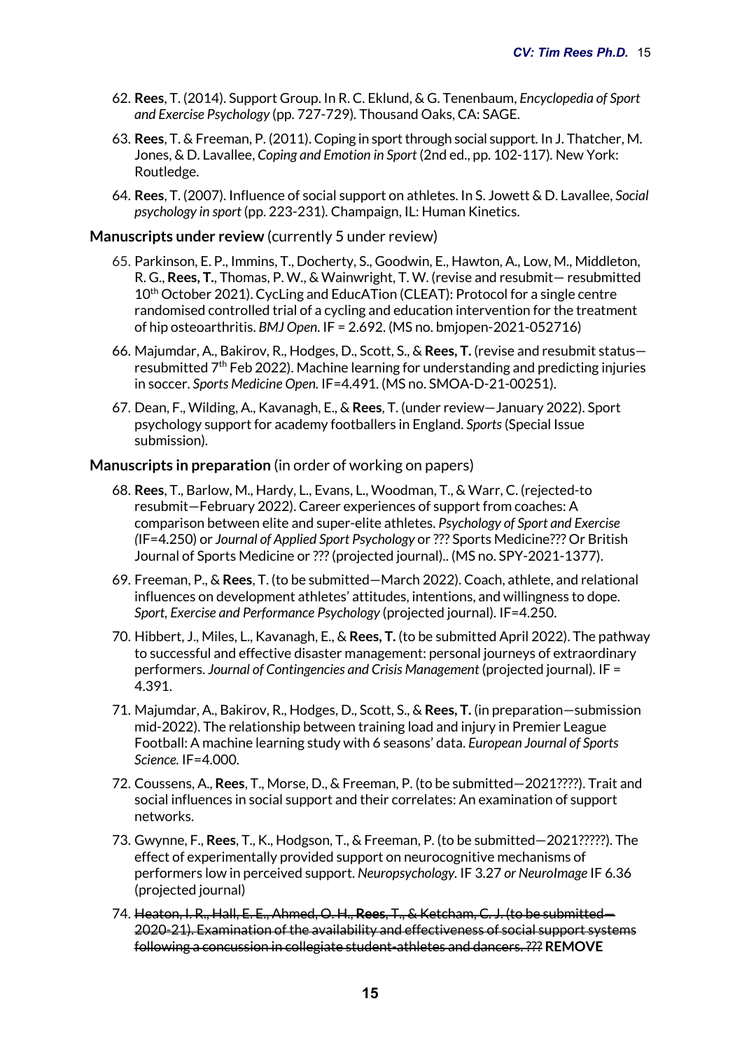62. **Rees**, T. (2014). Support Group. In R. C. Eklund, & G. Tenenbaum, *Encyclopedia of Sport and Exercise Psychology* (pp. 727-729). Thousand Oaks, CA: SAGE.

63. **Rees**, T. & Freeman, P. (2011). Coping in sport through social support. In J. Thatcher, M. Jones, & D. Lavallee, *Coping and Emotion in Sport* (2nd ed., pp. 102-117). New York: Routledge.

64. **Rees**, T. (2007). Influence of social support on athletes. In S. Jowett & D. Lavallee, *Social psychology in sport* (pp. 223-231). Champaign, IL: Human Kinetics.

**Manuscripts under review** (currently 5 under review)

65. Parkinson, E. P., Immins, T., Docherty, S., Goodwin, E., Hawton, A., Low, M., Middleton, R. G., **Rees, T.**, Thomas, P. W., & Wainwright, T. W. (revise and resubmit— resubmitted 10th October 2021). CycLing and EducATion (CLEAT): Protocol for a single centre randomised controlled trial of a cycling and education intervention for the treatment of hip osteoarthritis. *BMJ Open*. IF = 2.692. (MS no. bmjopen-2021-052716)

66. Majumdar, A., Bakirov, R., Hodges, D., Scott, S., & **Rees, T.** (revise and resubmit status—resubmitted 7th Feb 2022). Machine learning for understanding and predicting injuries in soccer. *Sports Medicine Open.* IF=4.491. (MS no. SMOA-D-21-00251).

67. Dean, F., Wilding, A., Kavanagh, E., & **Rees**, T. (under review—January 2022). Sport psychology support for academy footballers in England. *Sports* (Special Issue submission).

**Manuscripts in preparation** (in order of working on papers)

68. **Rees**, T., Barlow, M., Hardy, L., Evans, L., Woodman, T., & Warr, C. (rejected-to resubmit—February 2022). Career experiences of support from coaches: A comparison between elite and super-elite athletes. *Psychology of Sport and Exercise (*IF=4.250) or *Journal of Applied Sport Psychology* or ??? Sports Medicine??? Or British Journal of Sports Medicine or ??? (projected journal).. (MS no. SPY-2021-1377).

69. Freeman, P., & **Rees**, T. (to be submitted—March 2022). Coach, athlete, and relational influences on development athletes' attitudes, intentions, and willingness to dope. *Sport, Exercise and Performance Psychology* (projected journal). IF=4.250.

70. Hibbert, J., Miles, L., Kavanagh, E., & **Rees, T.** (to be submitted April 2022). The pathway to successful and effective disaster management: personal journeys of extraordinary performers. *Journal of Contingencies and Crisis Management* (projected journal). IF = 4.391.

71. Majumdar, A., Bakirov, R., Hodges, D., Scott, S., & **Rees, T.** (in preparation—submission mid-2022). The relationship between training load and injury in Premier League Football: A machine learning study with 6 seasons' data. *European Journal of Sports Science.* IF=4.000.

72. Coussens, A., **Rees**, T., Morse, D., & Freeman, P. (to be submitted—2021????). Trait and social influences in social support and their correlates: An examination of support networks.

73. Gwynne, F., **Rees**, T., K., Hodgson, T., & Freeman, P. (to be submitted—2021?????). The effect of experimentally provided support on neurocognitive mechanisms of performers low in perceived support. *Neuropsychology.* IF 3.27 *or NeuroImage* IF 6.36 (projected journal)

74. ~~Heaton, I. R., Hall, E. E., Ahmed, O. H., **Rees**, T., & Ketcham, C. J. (to be submitted—2020-21). Examination of the availability and effectiveness of social support systems following a concussion in collegiate student-athletes and dancers. ???~~ **REMOVE**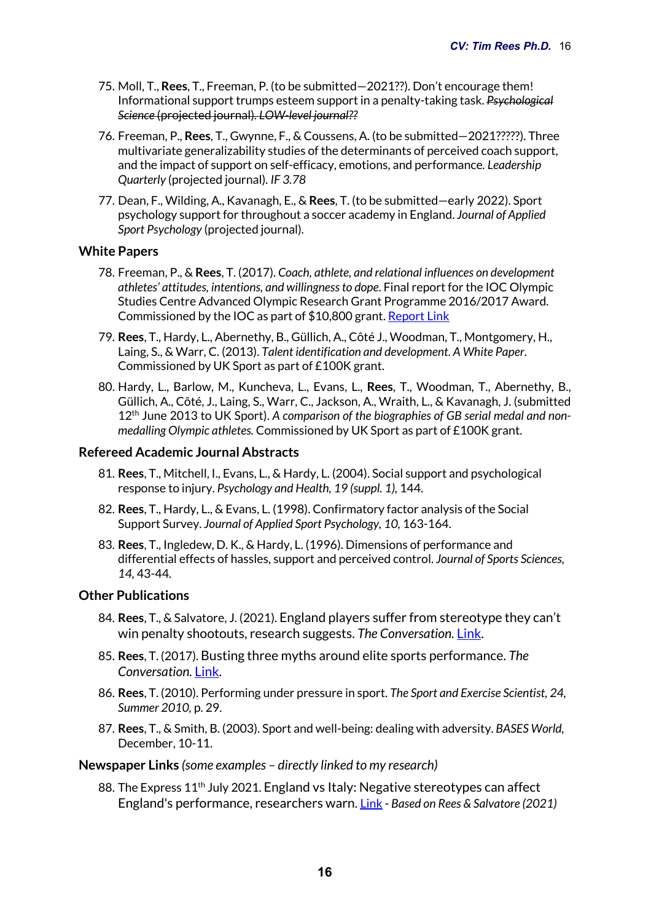75. Moll, T., **Rees**, T., Freeman, P. (to be submitted—2021??). Don't encourage them! Informational support trumps esteem support in a penalty-taking task. ~~*Psychological Science*~~ (projected journal). ~~*LOW-level journal??*~~

76. Freeman, P., **Rees**, T., Gwynne, F., & Coussens, A. (to be submitted—2021?????). Three multivariate generalizability studies of the determinants of perceived coach support, and the impact of support on self-efficacy, emotions, and performance. *Leadership Quarterly* (projected journal). *IF 3.78*

77. Dean, F., Wilding, A., Kavanagh, E., & **Rees**, T. (to be submitted—early 2022). Sport psychology support for throughout a soccer academy in England. *Journal of Applied Sport Psychology* (projected journal).

### White Papers

78. Freeman, P., & **Rees**, T. (2017). *Coach, athlete, and relational influences on development athletes' attitudes, intentions, and willingness to dope*. Final report for the IOC Olympic Studies Centre Advanced Olympic Research Grant Programme 2016/2017 Award. Commissioned by the IOC as part of $10,800 grant. Report Link

79. **Rees**, T., Hardy, L., Abernethy, B., Güllich, A., Côté J., Woodman, T., Montgomery, H., Laing, S., & Warr, C. (2013). *Talent identification and development. A White Paper*. Commissioned by UK Sport as part of £100K grant.

80. Hardy, L., Barlow, M., Kuncheva, L., Evans, L., **Rees**, T., Woodman, T., Abernethy, B., Güllich, A., Côté, J., Laing, S., Warr, C., Jackson, A., Wraith, L., & Kavanagh, J. (submitted 12th June 2013 to UK Sport). *A comparison of the biographies of GB serial medal and non-medalling Olympic athletes.* Commissioned by UK Sport as part of £100K grant.

### Refereed Academic Journal Abstracts

81. **Rees**, T., Mitchell, I., Evans, L., & Hardy, L. (2004). Social support and psychological response to injury. *Psychology and Health, 19 (suppl. 1)*, 144.

82. **Rees**, T., Hardy, L., & Evans, L. (1998). Confirmatory factor analysis of the Social Support Survey. *Journal of Applied Sport Psychology, 10*, 163-164.

83. **Rees**, T., Ingledew, D. K., & Hardy, L. (1996). Dimensions of performance and differential effects of hassles, support and perceived control. *Journal of Sports Sciences, 14*, 43-44.

### Other Publications

84. **Rees**, T., & Salvatore, J. (2021). England players suffer from stereotype they can't win penalty shootouts, research suggests. *The Conversation*. Link.

85. **Rees**, T. (2017). Busting three myths around elite sports performance. *The Conversation*. Link.

86. **Rees**, T. (2010). Performing under pressure in sport. *The Sport and Exercise Scientist, 24, Summer 2010*, p. 29.

87. **Rees**, T., & Smith, B. (2003). Sport and well-being: dealing with adversity. *BASES World*, December, 10-11.

### Newspaper Links *(some examples – directly linked to my research)*

88. The Express 11th July 2021. England vs Italy: Negative stereotypes can affect England's performance, researchers warn. Link - *Based on Rees & Salvatore (2021)*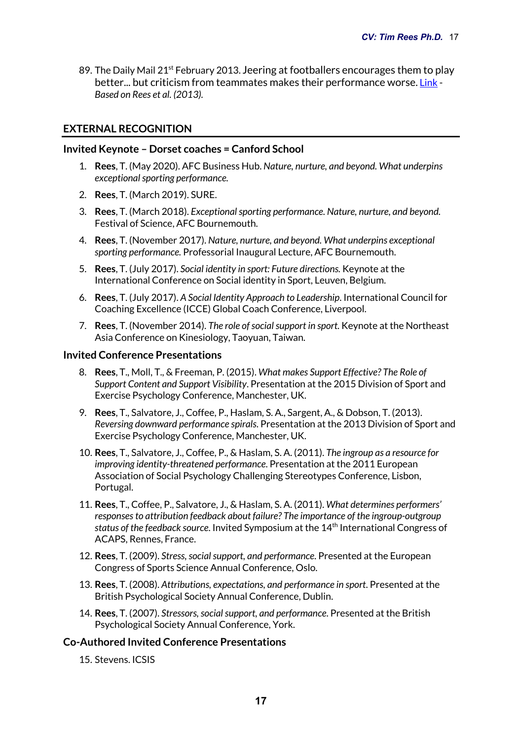89. The Daily Mail 21st February 2013. Jeering at footballers encourages them to play better... but criticism from teammates makes their performance worse. Link - *Based on Rees et al. (2013).*

## EXTERNAL RECOGNITION

### Invited Keynote – Dorset coaches = Canford School

1. **Rees**, T. (May 2020). AFC Business Hub. *Nature, nurture, and beyond. What underpins exceptional sporting performance.*
2. **Rees**, T. (March 2019). SURE.
3. **Rees**, T. (March 2018). *Exceptional sporting performance. Nature, nurture, and beyond.* Festival of Science, AFC Bournemouth.
4. **Rees**, T. (November 2017). *Nature, nurture, and beyond. What underpins exceptional sporting performance.* Professorial Inaugural Lecture, AFC Bournemouth.
5. **Rees**, T. (July 2017). *Social identity in sport: Future directions.* Keynote at the International Conference on Social identity in Sport, Leuven, Belgium.
6. **Rees**, T. (July 2017). *A Social Identity Approach to Leadership*. International Council for Coaching Excellence (ICCE) Global Coach Conference, Liverpool.
7. **Rees**, T. (November 2014). *The role of social support in sport.* Keynote at the Northeast Asia Conference on Kinesiology, Taoyuan, Taiwan.

### Invited Conference Presentations

8. **Rees**, T., Moll, T., & Freeman, P. (2015). *What makes Support Effective? The Role of Support Content and Support Visibility*. Presentation at the 2015 Division of Sport and Exercise Psychology Conference, Manchester, UK.
9. **Rees**, T., Salvatore, J., Coffee, P., Haslam, S. A., Sargent, A., & Dobson, T. (2013). *Reversing downward performance spirals.* Presentation at the 2013 Division of Sport and Exercise Psychology Conference, Manchester, UK.
10. **Rees**, T., Salvatore, J., Coffee, P., & Haslam, S. A. (2011). *The ingroup as a resource for improving identity-threatened performance.* Presentation at the 2011 European Association of Social Psychology Challenging Stereotypes Conference, Lisbon, Portugal.
11. **Rees**, T., Coffee, P., Salvatore, J., & Haslam, S. A. (2011). *What determines performers' responses to attribution feedback about failure? The importance of the ingroup-outgroup status of the feedback source.* Invited Symposium at the 14th International Congress of ACAPS, Rennes, France.
12. **Rees**, T. (2009). *Stress, social support, and performance.* Presented at the European Congress of Sports Science Annual Conference, Oslo.
13. **Rees**, T. (2008). *Attributions, expectations, and performance in sport.* Presented at the British Psychological Society Annual Conference, Dublin.
14. **Rees**, T. (2007). *Stressors, social support, and performance.* Presented at the British Psychological Society Annual Conference, York.

### Co-Authored Invited Conference Presentations

15. Stevens. ICSIS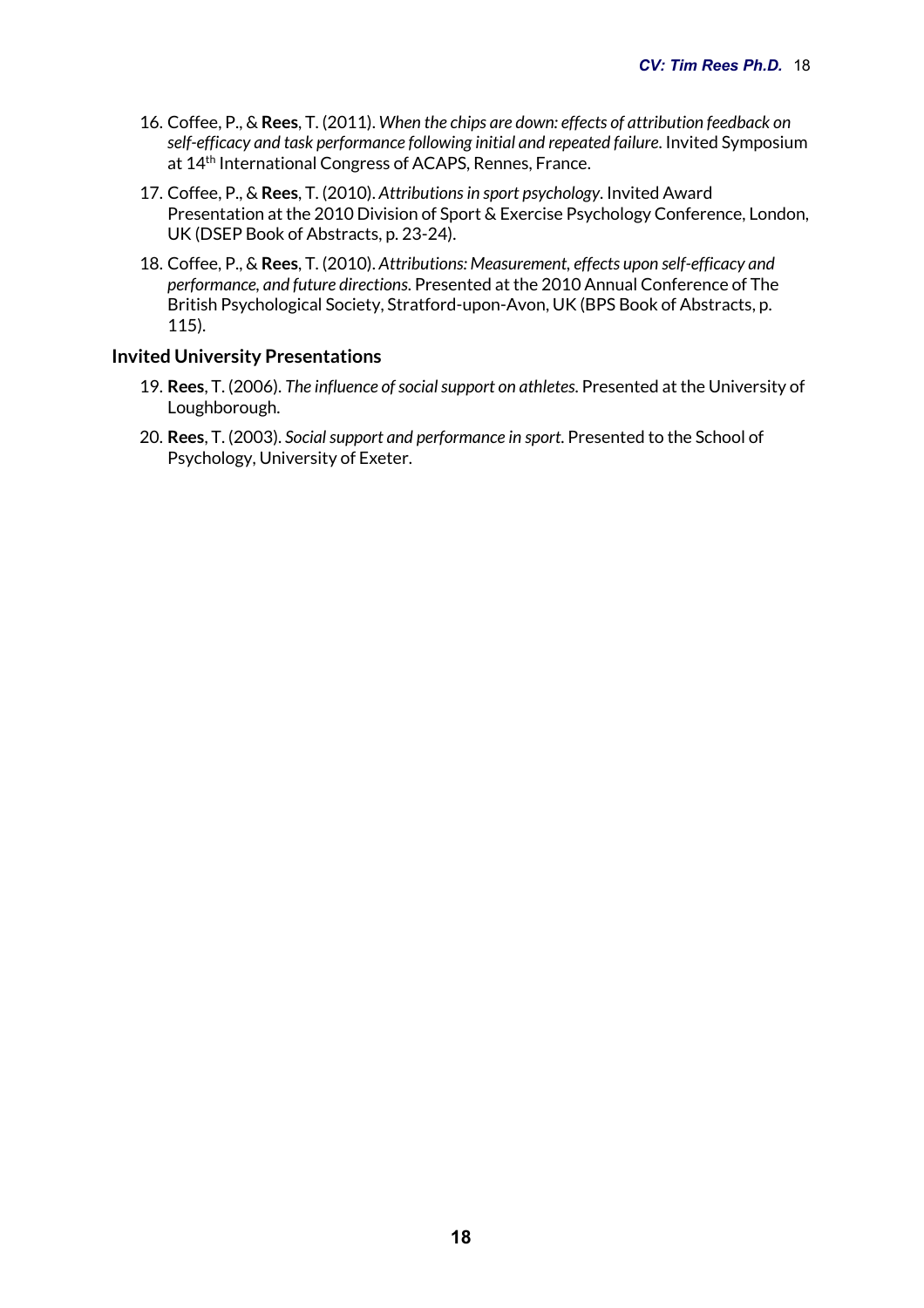16. Coffee, P., & **Rees**, T. (2011). *When the chips are down: effects of attribution feedback on self-efficacy and task performance following initial and repeated failure.* Invited Symposium at 14th International Congress of ACAPS, Rennes, France.
17. Coffee, P., & **Rees**, T. (2010). *Attributions in sport psychology.* Invited Award Presentation at the 2010 Division of Sport & Exercise Psychology Conference, London, UK (DSEP Book of Abstracts, p. 23-24).
18. Coffee, P., & **Rees**, T. (2010). *Attributions: Measurement, effects upon self-efficacy and performance, and future directions.* Presented at the 2010 Annual Conference of The British Psychological Society, Stratford-upon-Avon, UK (BPS Book of Abstracts, p. 115).

**Invited University Presentations**

19. **Rees**, T. (2006). *The influence of social support on athletes.* Presented at the University of Loughborough.
20. **Rees**, T. (2003). *Social support and performance in sport.* Presented to the School of Psychology, University of Exeter.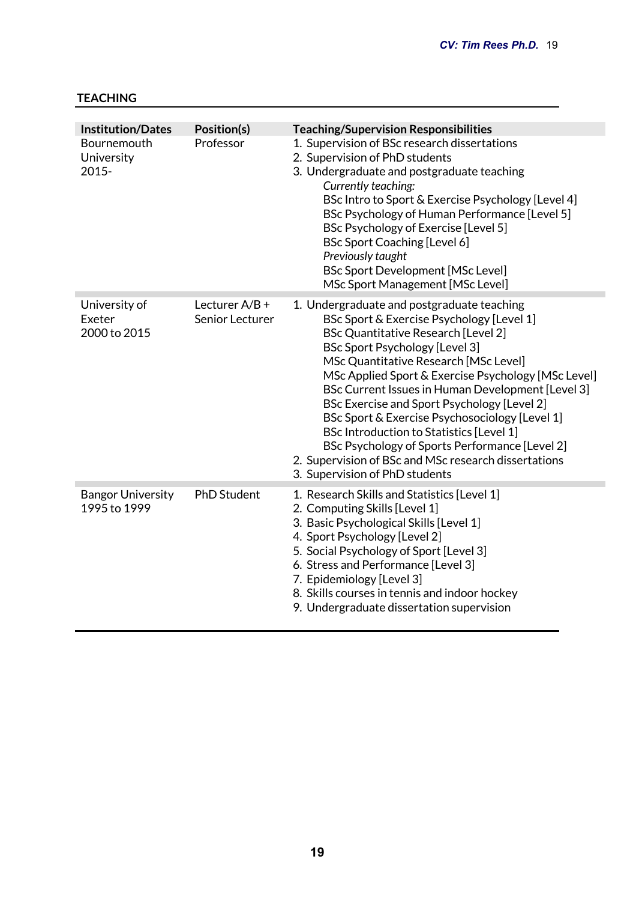## TEACHING

| Institution/Dates | Position(s) | Teaching/Supervision Responsibilities |
|---|---|---|
| Bournemouth University 2015- | Professor | 1. Supervision of BSc research dissertations<br>2. Supervision of PhD students<br>3. Undergraduate and postgraduate teaching<br>*Currently teaching:*<br>BSc Intro to Sport & Exercise Psychology [Level 4]<br>BSc Psychology of Human Performance [Level 5]<br>BSc Psychology of Exercise [Level 5]<br>BSc Sport Coaching [Level 6]<br>*Previously taught*<br>BSc Sport Development [MSc Level]<br>MSc Sport Management [MSc Level] |
| University of Exeter 2000 to 2015 | Lecturer A/B + Senior Lecturer | 1. Undergraduate and postgraduate teaching<br>BSc Sport & Exercise Psychology [Level 1]<br>BSc Quantitative Research [Level 2]<br>BSc Sport Psychology [Level 3]<br>MSc Quantitative Research [MSc Level]<br>MSc Applied Sport & Exercise Psychology [MSc Level]<br>BSc Current Issues in Human Development [Level 3]<br>BSc Exercise and Sport Psychology [Level 2]<br>BSc Sport & Exercise Psychosociology [Level 1]<br>BSc Introduction to Statistics [Level 1]<br>BSc Psychology of Sports Performance [Level 2]<br>2. Supervision of BSc and MSc research dissertations<br>3. Supervision of PhD students |
| Bangor University 1995 to 1999 | PhD Student | 1. Research Skills and Statistics [Level 1]<br>2. Computing Skills [Level 1]<br>3. Basic Psychological Skills [Level 1]<br>4. Sport Psychology [Level 2]<br>5. Social Psychology of Sport [Level 3]<br>6. Stress and Performance [Level 3]<br>7. Epidemiology [Level 3]<br>8. Skills courses in tennis and indoor hockey<br>9. Undergraduate dissertation supervision |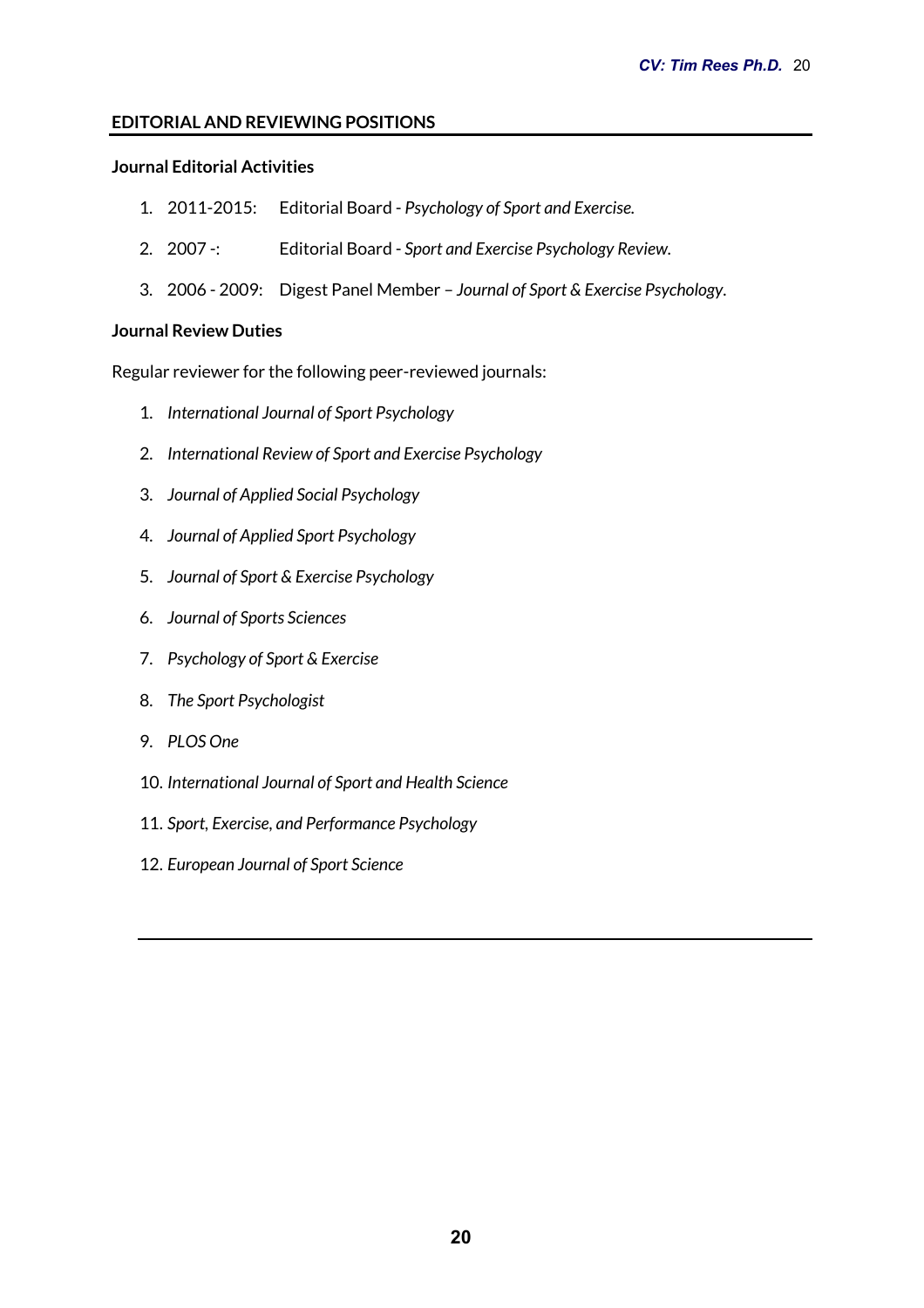## EDITORIAL AND REVIEWING POSITIONS

### Journal Editorial Activities

1. 2011-2015: Editorial Board - *Psychology of Sport and Exercise.*
2. 2007 -: Editorial Board - *Sport and Exercise Psychology Review.*
3. 2006 - 2009: Digest Panel Member – *Journal of Sport & Exercise Psychology*.

### Journal Review Duties

Regular reviewer for the following peer-reviewed journals:

1. *International Journal of Sport Psychology*
2. *International Review of Sport and Exercise Psychology*
3. *Journal of Applied Social Psychology*
4. *Journal of Applied Sport Psychology*
5. *Journal of Sport & Exercise Psychology*
6. *Journal of Sports Sciences*
7. *Psychology of Sport & Exercise*
8. *The Sport Psychologist*
9. *PLOS One*
10. *International Journal of Sport and Health Science*
11. *Sport, Exercise, and Performance Psychology*
12. *European Journal of Sport Science*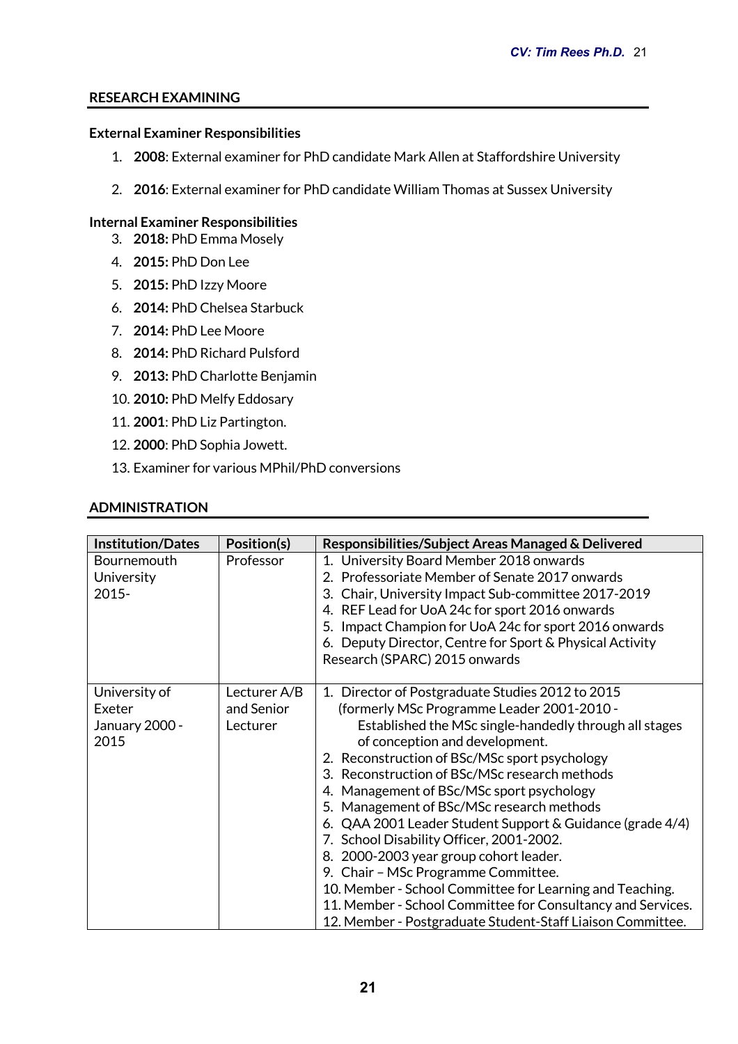## RESEARCH EXAMINING

### External Examiner Responsibilities

1. **2008**: External examiner for PhD candidate Mark Allen at Staffordshire University
2. **2016**: External examiner for PhD candidate William Thomas at Sussex University

### Internal Examiner Responsibilities

3. **2018:** PhD Emma Mosely
4. **2015:** PhD Don Lee
5. **2015:** PhD Izzy Moore
6. **2014:** PhD Chelsea Starbuck
7. **2014:** PhD Lee Moore
8. **2014:** PhD Richard Pulsford
9. **2013:** PhD Charlotte Benjamin
10. **2010:** PhD Melfy Eddosary
11. **2001**: PhD Liz Partington.
12. **2000**: PhD Sophia Jowett.
13. Examiner for various MPhil/PhD conversions

## ADMINISTRATION

| Institution/Dates | Position(s) | Responsibilities/Subject Areas Managed & Delivered |
|---|---|---|
| Bournemouth University 2015- | Professor | 1. University Board Member 2018 onwards<br>2. Professoriate Member of Senate 2017 onwards<br>3. Chair, University Impact Sub-committee 2017-2019<br>4. REF Lead for UoA 24c for sport 2016 onwards<br>5. Impact Champion for UoA 24c for sport 2016 onwards<br>6. Deputy Director, Centre for Sport & Physical Activity Research (SPARC) 2015 onwards |
| University of Exeter January 2000 - 2015 | Lecturer A/B and Senior Lecturer | 1. Director of Postgraduate Studies 2012 to 2015 (formerly MSc Programme Leader 2001-2010 - Established the MSc single-handedly through all stages of conception and development.<br>2. Reconstruction of BSc/MSc sport psychology<br>3. Reconstruction of BSc/MSc research methods<br>4. Management of BSc/MSc sport psychology<br>5. Management of BSc/MSc research methods<br>6. QAA 2001 Leader Student Support & Guidance (grade 4/4)<br>7. School Disability Officer, 2001-2002.<br>8. 2000-2003 year group cohort leader.<br>9. Chair – MSc Programme Committee.<br>10. Member - School Committee for Learning and Teaching.<br>11. Member - School Committee for Consultancy and Services.<br>12. Member - Postgraduate Student-Staff Liaison Committee. |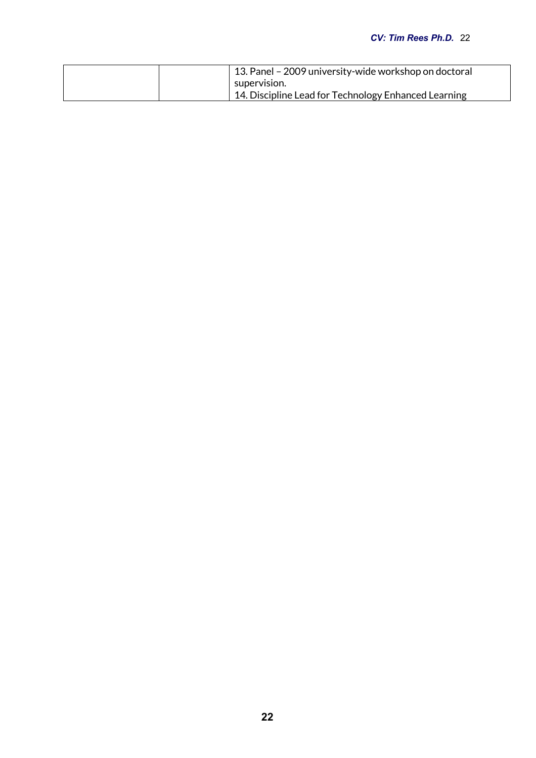| | | 13. Panel – 2009 university-wide workshop on doctoral supervision.<br>14. Discipline Lead for Technology Enhanced Learning |
|---|---|---|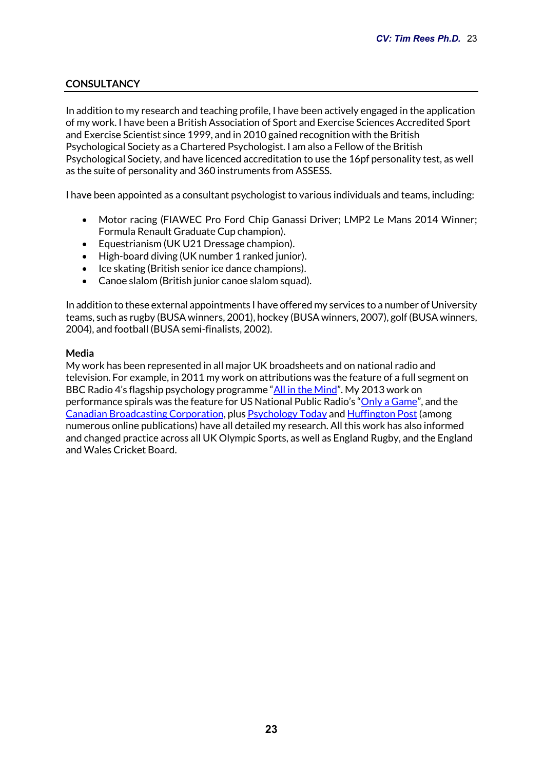## CONSULTANCY

In addition to my research and teaching profile, I have been actively engaged in the application of my work. I have been a British Association of Sport and Exercise Sciences Accredited Sport and Exercise Scientist since 1999, and in 2010 gained recognition with the British Psychological Society as a Chartered Psychologist. I am also a Fellow of the British Psychological Society, and have licenced accreditation to use the 16pf personality test, as well as the suite of personality and 360 instruments from ASSESS.

I have been appointed as a consultant psychologist to various individuals and teams, including:

- Motor racing (FIAWEC Pro Ford Chip Ganassi Driver; LMP2 Le Mans 2014 Winner; Formula Renault Graduate Cup champion).
- Equestrianism (UK U21 Dressage champion).
- High-board diving (UK number 1 ranked junior).
- Ice skating (British senior ice dance champions).
- Canoe slalom (British junior canoe slalom squad).

In addition to these external appointments I have offered my services to a number of University teams, such as rugby (BUSA winners, 2001), hockey (BUSA winners, 2007), golf (BUSA winners, 2004), and football (BUSA semi-finalists, 2002).

**Media**

My work has been represented in all major UK broadsheets and on national radio and television. For example, in 2011 my work on attributions was the feature of a full segment on BBC Radio 4's flagship psychology programme "All in the Mind". My 2013 work on performance spirals was the feature for US National Public Radio's "Only a Game", and the Canadian Broadcasting Corporation, plus Psychology Today and Huffington Post (among numerous online publications) have all detailed my research. All this work has also informed and changed practice across all UK Olympic Sports, as well as England Rugby, and the England and Wales Cricket Board.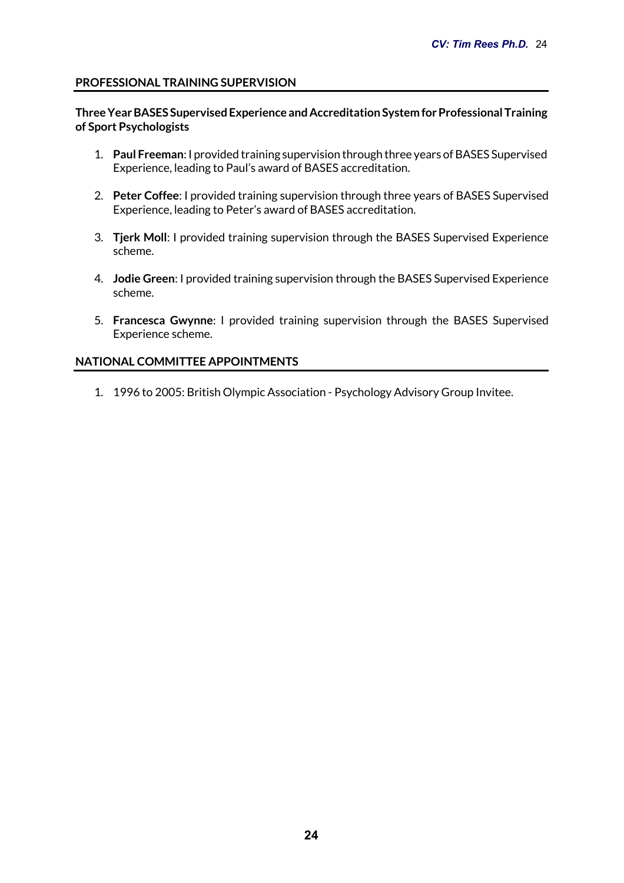## PROFESSIONAL TRAINING SUPERVISION

### Three Year BASES Supervised Experience and Accreditation System for Professional Training of Sport Psychologists

1. **Paul Freeman**: I provided training supervision through three years of BASES Supervised Experience, leading to Paul's award of BASES accreditation.

2. **Peter Coffee**: I provided training supervision through three years of BASES Supervised Experience, leading to Peter's award of BASES accreditation.

3. **Tjerk Moll**: I provided training supervision through the BASES Supervised Experience scheme.

4. **Jodie Green**: I provided training supervision through the BASES Supervised Experience scheme.

5. **Francesca Gwynne**: I provided training supervision through the BASES Supervised Experience scheme.

## NATIONAL COMMITTEE APPOINTMENTS

1. 1996 to 2005: British Olympic Association - Psychology Advisory Group Invitee.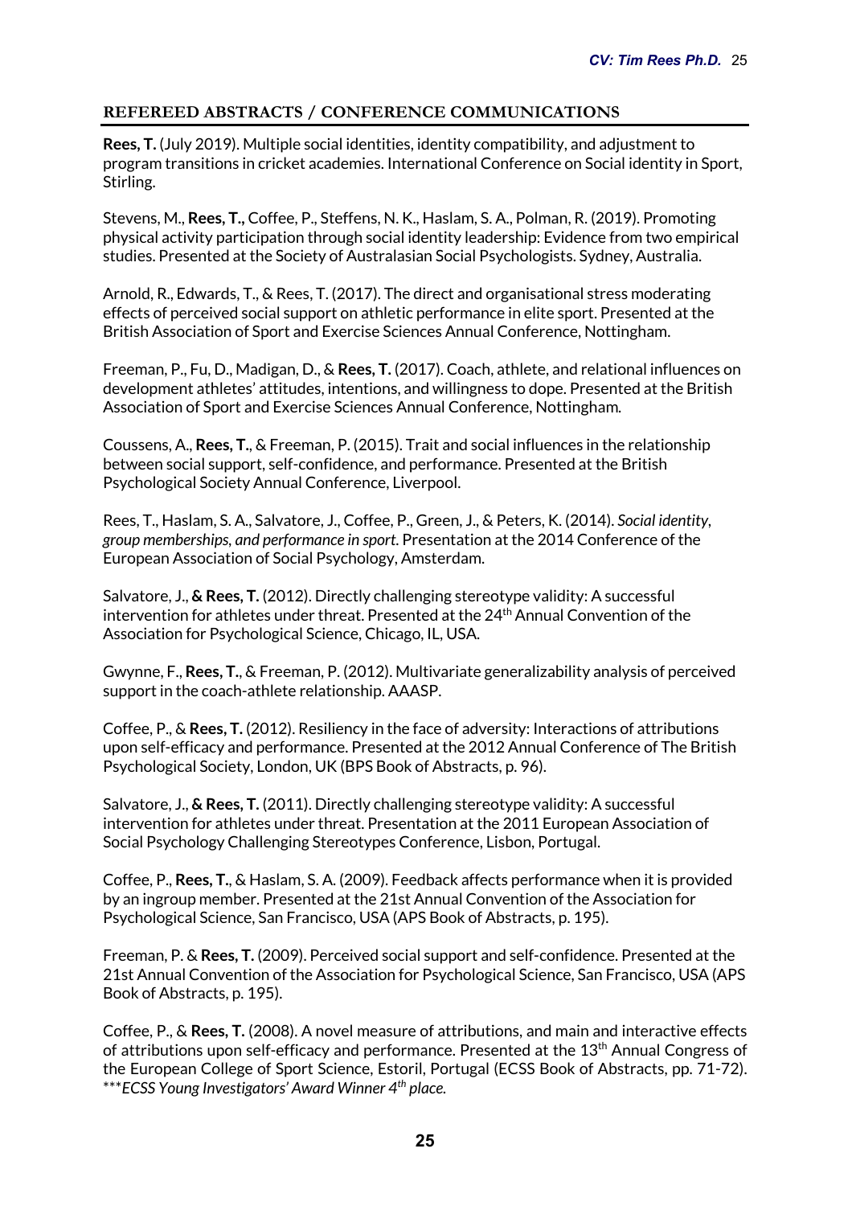## REFEREED ABSTRACTS / CONFERENCE COMMUNICATIONS

**Rees, T.** (July 2019). Multiple social identities, identity compatibility, and adjustment to program transitions in cricket academies. International Conference on Social identity in Sport, Stirling.

Stevens, M., **Rees, T.,** Coffee, P., Steffens, N. K., Haslam, S. A., Polman, R. (2019). Promoting physical activity participation through social identity leadership: Evidence from two empirical studies. Presented at the Society of Australasian Social Psychologists. Sydney, Australia.

Arnold, R., Edwards, T., & Rees, T. (2017). The direct and organisational stress moderating effects of perceived social support on athletic performance in elite sport. Presented at the British Association of Sport and Exercise Sciences Annual Conference, Nottingham.

Freeman, P., Fu, D., Madigan, D., & **Rees, T.** (2017). Coach, athlete, and relational influences on development athletes' attitudes, intentions, and willingness to dope. Presented at the British Association of Sport and Exercise Sciences Annual Conference, Nottingham.

Coussens, A., **Rees, T**., & Freeman, P. (2015). Trait and social influences in the relationship between social support, self-confidence, and performance. Presented at the British Psychological Society Annual Conference, Liverpool.

Rees, T., Haslam, S. A., Salvatore, J., Coffee, P., Green, J., & Peters, K. (2014). *Social identity, group memberships, and performance in sport.* Presentation at the 2014 Conference of the European Association of Social Psychology, Amsterdam.

Salvatore, J., **& Rees, T.** (2012). Directly challenging stereotype validity: A successful intervention for athletes under threat. Presented at the 24th Annual Convention of the Association for Psychological Science, Chicago, IL, USA.

Gwynne, F., **Rees, T.**, & Freeman, P. (2012). Multivariate generalizability analysis of perceived support in the coach-athlete relationship. AAASP.

Coffee, P., & **Rees, T.** (2012). Resiliency in the face of adversity: Interactions of attributions upon self-efficacy and performance. Presented at the 2012 Annual Conference of The British Psychological Society, London, UK (BPS Book of Abstracts, p. 96).

Salvatore, J., **& Rees, T.** (2011). Directly challenging stereotype validity: A successful intervention for athletes under threat. Presentation at the 2011 European Association of Social Psychology Challenging Stereotypes Conference, Lisbon, Portugal.

Coffee, P., **Rees, T.**, & Haslam, S. A. (2009). Feedback affects performance when it is provided by an ingroup member. Presented at the 21st Annual Convention of the Association for Psychological Science, San Francisco, USA (APS Book of Abstracts, p. 195).

Freeman, P. & **Rees, T.** (2009). Perceived social support and self-confidence. Presented at the 21st Annual Convention of the Association for Psychological Science, San Francisco, USA (APS Book of Abstracts, p. 195).

Coffee, P., & **Rees, T.** (2008). A novel measure of attributions, and main and interactive effects of attributions upon self-efficacy and performance. Presented at the 13th Annual Congress of the European College of Sport Science, Estoril, Portugal (ECSS Book of Abstracts, pp. 71-72). \*\*\**ECSS Young Investigators' Award Winner 4th place.*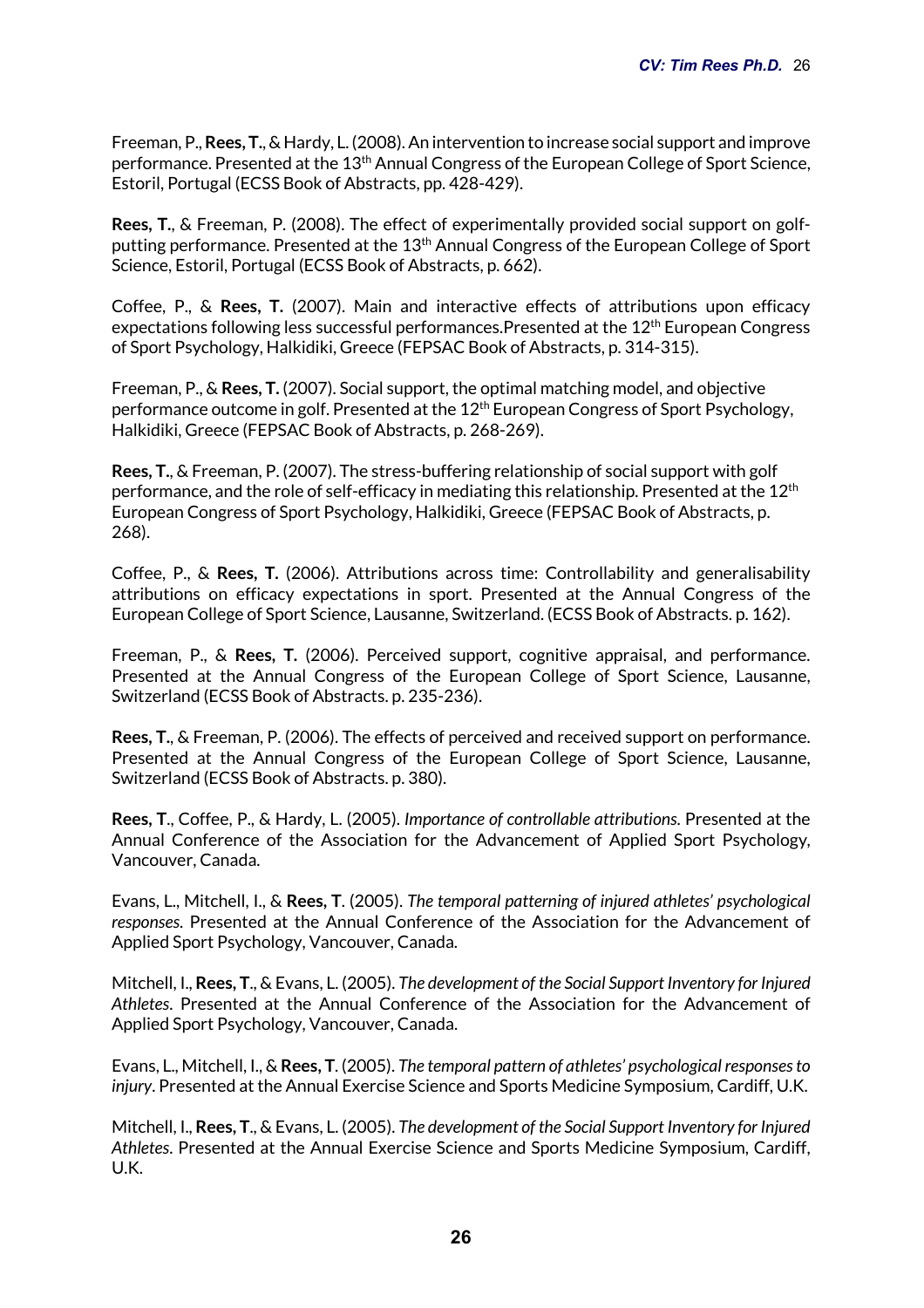Freeman, P., **Rees, T.**, & Hardy, L. (2008). An intervention to increase social support and improve performance. Presented at the 13th Annual Congress of the European College of Sport Science, Estoril, Portugal (ECSS Book of Abstracts, pp. 428-429).

**Rees, T.**, & Freeman, P. (2008). The effect of experimentally provided social support on golf-putting performance. Presented at the 13th Annual Congress of the European College of Sport Science, Estoril, Portugal (ECSS Book of Abstracts, p. 662).

Coffee, P., & **Rees, T.** (2007). Main and interactive effects of attributions upon efficacy expectations following less successful performances.Presented at the 12th European Congress of Sport Psychology, Halkidiki, Greece (FEPSAC Book of Abstracts, p. 314-315).

Freeman, P., & **Rees, T.** (2007). Social support, the optimal matching model, and objective performance outcome in golf. Presented at the 12th European Congress of Sport Psychology, Halkidiki, Greece (FEPSAC Book of Abstracts, p. 268-269).

**Rees, T.**, & Freeman, P. (2007). The stress-buffering relationship of social support with golf performance, and the role of self-efficacy in mediating this relationship. Presented at the 12th European Congress of Sport Psychology, Halkidiki, Greece (FEPSAC Book of Abstracts, p. 268).

Coffee, P., & **Rees, T.** (2006). Attributions across time: Controllability and generalisability attributions on efficacy expectations in sport. Presented at the Annual Congress of the European College of Sport Science, Lausanne, Switzerland. (ECSS Book of Abstracts. p. 162).

Freeman, P., & **Rees, T.** (2006). Perceived support, cognitive appraisal, and performance. Presented at the Annual Congress of the European College of Sport Science, Lausanne, Switzerland (ECSS Book of Abstracts. p. 235-236).

**Rees, T.**, & Freeman, P. (2006). The effects of perceived and received support on performance. Presented at the Annual Congress of the European College of Sport Science, Lausanne, Switzerland (ECSS Book of Abstracts. p. 380).

**Rees, T**., Coffee, P., & Hardy, L. (2005). *Importance of controllable attributions*. Presented at the Annual Conference of the Association for the Advancement of Applied Sport Psychology, Vancouver, Canada.

Evans, L., Mitchell, I., & **Rees, T**. (2005). *The temporal patterning of injured athletes' psychological responses*. Presented at the Annual Conference of the Association for the Advancement of Applied Sport Psychology, Vancouver, Canada.

Mitchell, I., **Rees, T**., & Evans, L. (2005). *The development of the Social Support Inventory for Injured Athletes*. Presented at the Annual Conference of the Association for the Advancement of Applied Sport Psychology, Vancouver, Canada.

Evans, L., Mitchell, I., & **Rees, T**. (2005). *The temporal pattern of athletes' psychological responses to injury*. Presented at the Annual Exercise Science and Sports Medicine Symposium, Cardiff, U.K.

Mitchell, I., **Rees, T**., & Evans, L. (2005). *The development of the Social Support Inventory for Injured Athletes*. Presented at the Annual Exercise Science and Sports Medicine Symposium, Cardiff, U.K.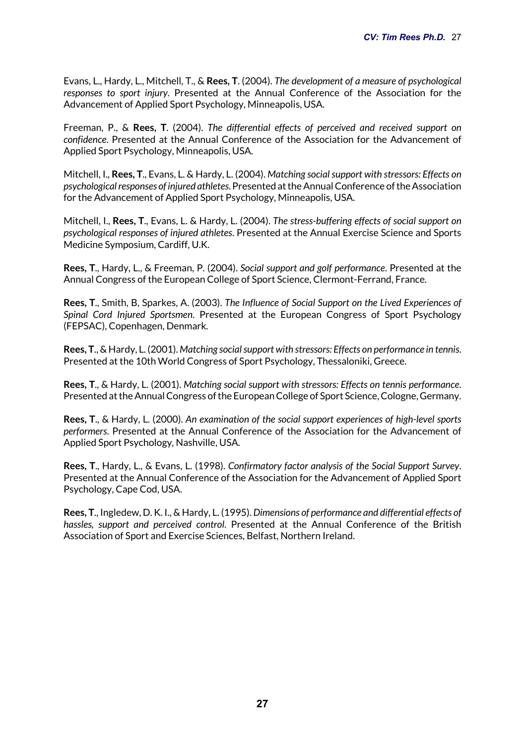Evans, L., Hardy, L., Mitchell, T., & **Rees, T**. (2004). *The development of a measure of psychological responses to sport injury*. Presented at the Annual Conference of the Association for the Advancement of Applied Sport Psychology, Minneapolis, USA.

Freeman, P., & **Rees, T**. (2004). *The differential effects of perceived and received support on confidence*. Presented at the Annual Conference of the Association for the Advancement of Applied Sport Psychology, Minneapolis, USA.

Mitchell, I., **Rees, T**., Evans, L. & Hardy, L. (2004). *Matching social support with stressors: Effects on psychological responses of injured athletes*. Presented at the Annual Conference of the Association for the Advancement of Applied Sport Psychology, Minneapolis, USA.

Mitchell, I., **Rees, T**., Evans, L. & Hardy, L. (2004). *The stress-buffering effects of social support on psychological responses of injured athletes*. Presented at the Annual Exercise Science and Sports Medicine Symposium, Cardiff, U.K.

**Rees, T**., Hardy, L., & Freeman, P. (2004). *Social support and golf performance*. Presented at the Annual Congress of the European College of Sport Science, Clermont-Ferrand, France.

**Rees, T**., Smith, B, Sparkes, A. (2003). *The Influence of Social Support on the Lived Experiences of Spinal Cord Injured Sportsmen*. Presented at the European Congress of Sport Psychology (FEPSAC), Copenhagen, Denmark.

**Rees, T**., & Hardy, L. (2001). *Matching social support with stressors: Effects on performance in tennis*. Presented at the 10th World Congress of Sport Psychology, Thessaloniki, Greece.

**Rees, T**., & Hardy, L. (2001). *Matching social support with stressors: Effects on tennis performance*. Presented at the Annual Congress of the European College of Sport Science, Cologne, Germany.

**Rees, T**., & Hardy, L. (2000). *An examination of the social support experiences of high-level sports performers*. Presented at the Annual Conference of the Association for the Advancement of Applied Sport Psychology, Nashville, USA.

**Rees, T**., Hardy, L., & Evans, L. (1998). *Confirmatory factor analysis of the Social Support Survey*. Presented at the Annual Conference of the Association for the Advancement of Applied Sport Psychology, Cape Cod, USA.

**Rees, T**., Ingledew, D. K. I., & Hardy, L. (1995). *Dimensions of performance and differential effects of hassles, support and perceived control*. Presented at the Annual Conference of the British Association of Sport and Exercise Sciences, Belfast, Northern Ireland.